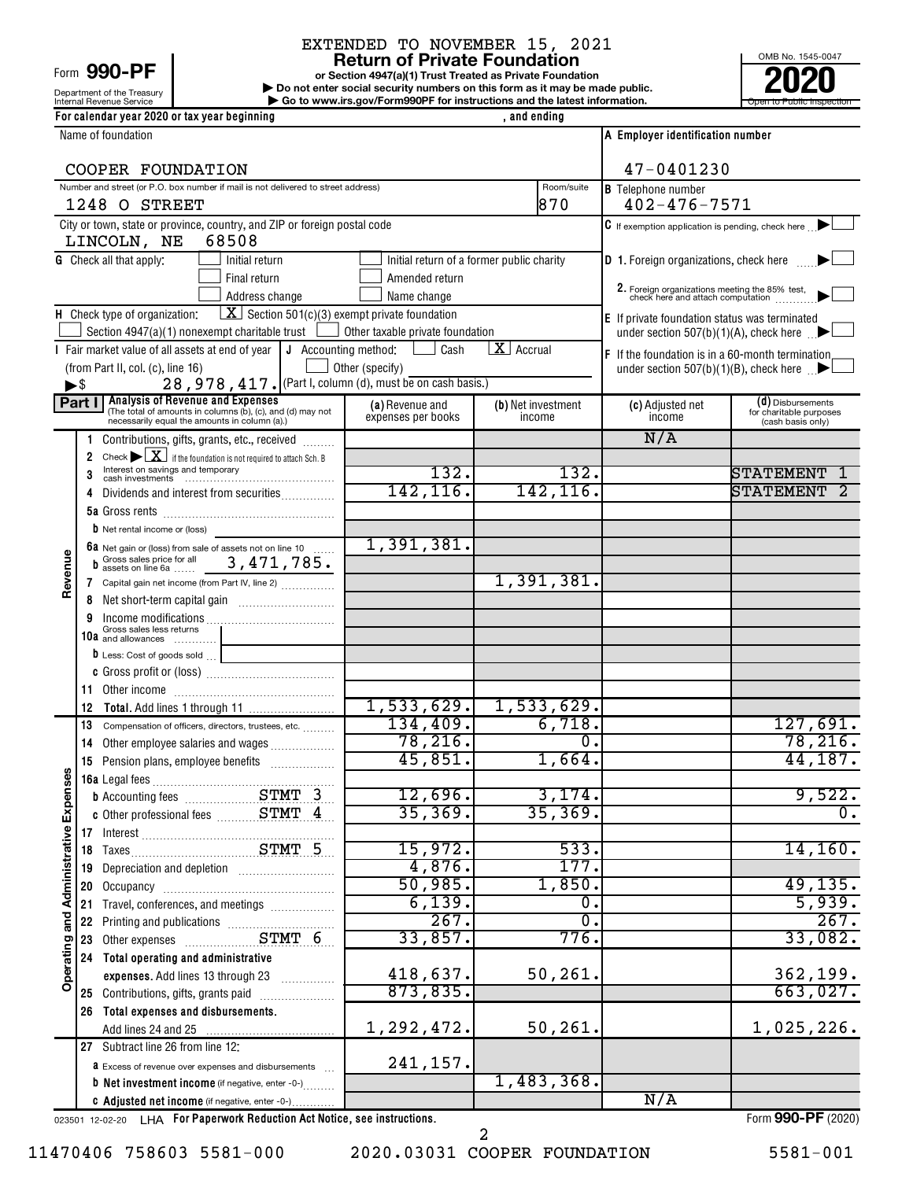EXTENDED TO NOVEMBER 15, 2021

Form **990-PF**

Department of the Treasury
Internal Revenue Service

# Return of Private Foundation

**or Section 4947(a)(1) Trust Treated as Private Foundation**

▶ Do not enter social security numbers on this form as it may be made public.

▶ Go to www.irs.gov/Form990PF for instructions and the latest information.

OMB No. 1545-0047

**2020**

Open to Public Inspection

For calendar year 2020 or tax year beginning , and ending

Name of foundation: COOPER FOUNDATION

A Employer identification number: 47-0401230

Number and street (or P.O. box number if mail is not delivered to street address): 1248 O STREET — Room/suite: 870

B Telephone number: 402-476-7571

City or town, state or province, country, and ZIP or foreign postal code: LINCOLN, NE 68508

C If exemption application is pending, check here ▶ ☐

G Check all that apply: ☐ Initial return ☐ Initial return of a former public charity ☐ Final return ☐ Amended return ☐ Address change ☐ Name change

D 1. Foreign organizations, check here ▶ ☐

2. Foreign organizations meeting the 85% test, check here and attach computation ▶ ☐

H Check type of organization: [X] Section 501(c)(3) exempt private foundation ☐ Section 4947(a)(1) nonexempt charitable trust ☐ Other taxable private foundation

E If private foundation status was terminated under section 507(b)(1)(A), check here ▶ ☐

I Fair market value of all assets at end of year (from Part II, col. (c), line 16) ▶$ 28,978,417.

J Accounting method: ☐ Cash [X] Accrual ☐ Other (specify) (Part I, column (d), must be on cash basis.)

F If the foundation is in a 60-month termination under section 507(b)(1)(B), check here ▶ ☐

**Part I Analysis of Revenue and Expenses** (The total of amounts in columns (b), (c), and (d) may not necessarily equal the amounts in column (a).)

| | | (a) Revenue and expenses per books | (b) Net investment income | (c) Adjusted net income | (d) Disbursements for charitable purposes (cash basis only) |
|---|---|---|---|---|---|
| Revenue | 1 Contributions, gifts, grants, etc., received | | | N/A | |
| | 2 Check ▶ [X] if the foundation is not required to attach Sch. B | | | | |
| | 3 Interest on savings and temporary cash investments | 132. | 132. | | STATEMENT 1 |
| | 4 Dividends and interest from securities | 142,116. | 142,116. | | STATEMENT 2 |
| | 5a Gross rents | | | | |
| | b Net rental income or (loss) | | | | |
| | 6a Net gain or (loss) from sale of assets not on line 10 | 1,391,381. | | | |
| | b Gross sales price for all assets on line 6a 3,471,785. | | | | |
| | 7 Capital gain net income (from Part IV, line 2) | | 1,391,381. | | |
| | 8 Net short-term capital gain | | | | |
| | 9 Income modifications | | | | |
| | 10a Gross sales less returns and allowances | | | | |
| | b Less: Cost of goods sold | | | | |
| | c Gross profit or (loss) | | | | |
| | 11 Other income | | | | |
| | 12 **Total.** Add lines 1 through 11 | 1,533,629. | 1,533,629. | | |
| Operating and Administrative Expenses | 13 Compensation of officers, directors, trustees, etc. | 134,409. | 6,718. | | 127,691. |
| | 14 Other employee salaries and wages | 78,216. | 0. | | 78,216. |
| | 15 Pension plans, employee benefits | 45,851. | 1,664. | | 44,187. |
| | 16a Legal fees | | | | |
| | b Accounting fees STMT 3 | 12,696. | 3,174. | | 9,522. |
| | c Other professional fees STMT 4 | 35,369. | 35,369. | | 0. |
| | 17 Interest | | | | |
| | 18 Taxes STMT 5 | 15,972. | 533. | | 14,160. |
| | 19 Depreciation and depletion | 4,876. | 177. | | |
| | 20 Occupancy | 50,985. | 1,850. | | 49,135. |
| | 21 Travel, conferences, and meetings | 6,139. | 0. | | 5,939. |
| | 22 Printing and publications | 267. | 0. | | 267. |
| | 23 Other expenses STMT 6 | 33,857. | 776. | | 33,082. |
| | 24 **Total operating and administrative expenses.** Add lines 13 through 23 | 418,637. | 50,261. | | 362,199. |
| | 25 Contributions, gifts, grants paid | 873,835. | | | 663,027. |
| | 26 **Total expenses and disbursements.** Add lines 24 and 25 | 1,292,472. | 50,261. | | 1,025,226. |
| | 27 Subtract line 26 from line 12: | | | | |
| | a Excess of revenue over expenses and disbursements | 241,157. | | | |
| | b **Net investment income** (if negative, enter -0-) | | 1,483,368. | | |
| | c **Adjusted net income** (if negative, enter -0-) | | | N/A | |

023501 12-02-20 LHA For Paperwork Reduction Act Notice, see instructions. Form **990-PF** (2020)

11470406 758603 5581-000 2020.03031 COOPER FOUNDATION 5581-001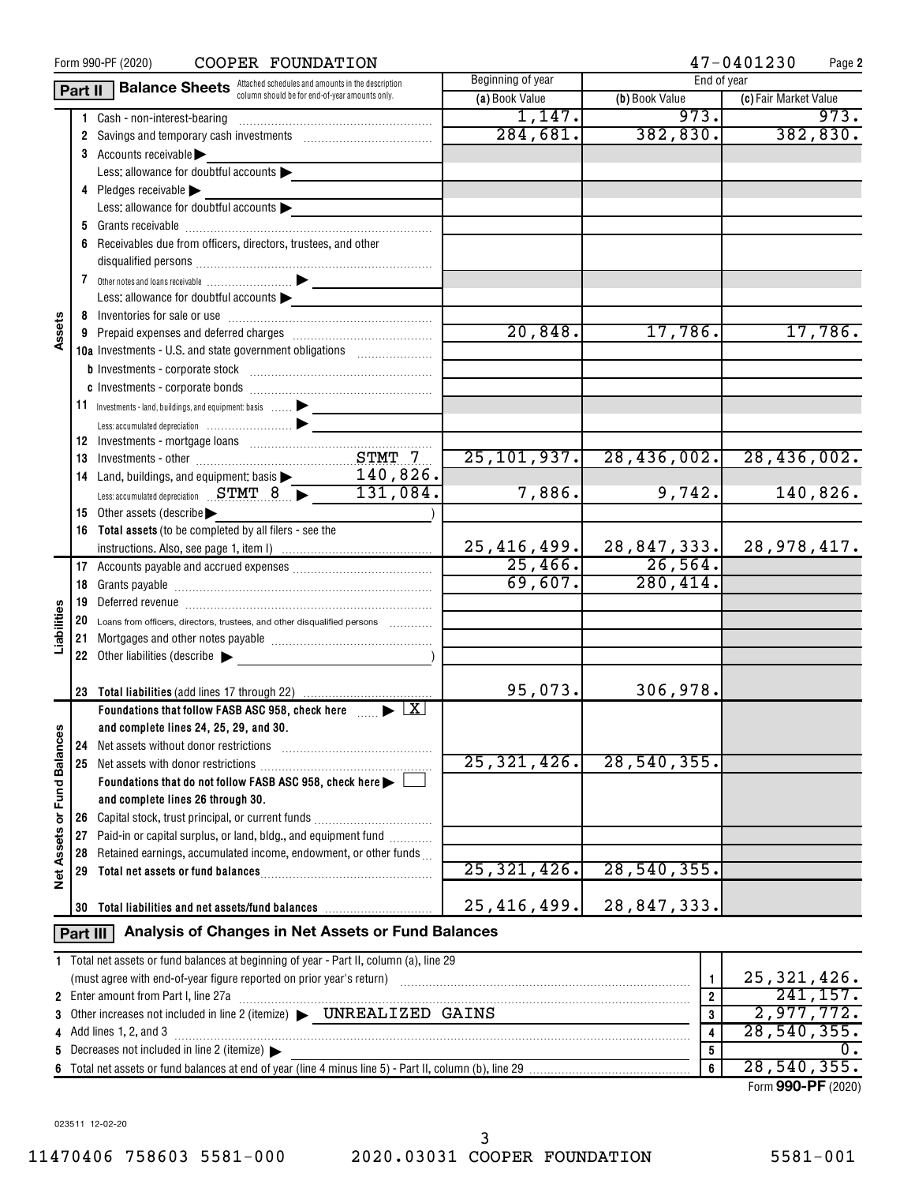Form 990-PF (2020) COOPER FOUNDATION 47-0401230 Page 2

## Part II Balance Sheets

Attached schedules and amounts in the description column should be for end-of-year amounts only.

| | | | Beginning of year | End of year | |
|---|---|---|---|---|---|
| | | | (a) Book Value | (b) Book Value | (c) Fair Market Value |
| Assets | 1 | Cash - non-interest-bearing | 1,147. | 973. | 973. |
| | 2 | Savings and temporary cash investments | 284,681. | 382,830. | 382,830. |
| | 3 | Accounts receivable ▶ | | | |
| | | Less: allowance for doubtful accounts ▶ | | | |
| | 4 | Pledges receivable ▶ | | | |
| | | Less: allowance for doubtful accounts ▶ | | | |
| | 5 | Grants receivable | | | |
| | 6 | Receivables due from officers, directors, trustees, and other disqualified persons | | | |
| | 7 | Other notes and loans receivable ▶ | | | |
| | | Less: allowance for doubtful accounts ▶ | | | |
| | 8 | Inventories for sale or use | | | |
| | 9 | Prepaid expenses and deferred charges | 20,848. | 17,786. | 17,786. |
| | 10a | Investments - U.S. and state government obligations | | | |
| | b | Investments - corporate stock | | | |
| | c | Investments - corporate bonds | | | |
| | 11 | Investments - land, buildings, and equipment: basis ▶ | | | |
| | | Less: accumulated depreciation ▶ | | | |
| | 12 | Investments - mortgage loans | | | |
| | 13 | Investments - other STMT 7 | 25,101,937. | 28,436,002. | 28,436,002. |
| | 14 | Land, buildings, and equipment: basis ▶ 140,826. | | | |
| | | Less: accumulated depreciation STMT 8 ▶ 131,084. | 7,886. | 9,742. | 140,826. |
| | 15 | Other assets (describe ▶ ) | | | |
| | 16 | Total assets (to be completed by all filers - see the instructions. Also, see page 1, item I) | 25,416,499. | 28,847,333. | 28,978,417. |
| Liabilities | 17 | Accounts payable and accrued expenses | 25,466. | 26,564. | |
| | 18 | Grants payable | 69,607. | 280,414. | |
| | 19 | Deferred revenue | | | |
| | 20 | Loans from officers, directors, trustees, and other disqualified persons | | | |
| | 21 | Mortgages and other notes payable | | | |
| | 22 | Other liabilities (describe ▶ ) | | | |
| | 23 | Total liabilities (add lines 17 through 22) | 95,073. | 306,978. | |
| Net Assets or Fund Balances | | Foundations that follow FASB ASC 958, check here ▶ [X] and complete lines 24, 25, 29, and 30. | | | |
| | 24 | Net assets without donor restrictions | | | |
| | 25 | Net assets with donor restrictions | 25,321,426. | 28,540,355. | |
| | | Foundations that do not follow FASB ASC 958, check here ▶ [ ] and complete lines 26 through 30. | | | |
| | 26 | Capital stock, trust principal, or current funds | | | |
| | 27 | Paid-in or capital surplus, or land, bldg., and equipment fund | | | |
| | 28 | Retained earnings, accumulated income, endowment, or other funds | | | |
| | 29 | Total net assets or fund balances | 25,321,426. | 28,540,355. | |
| | 30 | Total liabilities and net assets/fund balances | 25,416,499. | 28,847,333. | |

## Part III Analysis of Changes in Net Assets or Fund Balances

| | | | |
|---|---|---|---|
| 1 | Total net assets or fund balances at beginning of year - Part II, column (a), line 29 (must agree with end-of-year figure reported on prior year's return) | 1 | 25,321,426. |
| 2 | Enter amount from Part I, line 27a | 2 | 241,157. |
| 3 | Other increases not included in line 2 (itemize) ▶ UNREALIZED GAINS | 3 | 2,977,772. |
| 4 | Add lines 1, 2, and 3 | 4 | 28,540,355. |
| 5 | Decreases not included in line 2 (itemize) ▶ | 5 | 0. |
| 6 | Total net assets or fund balances at end of year (line 4 minus line 5) - Part II, column (b), line 29 | 6 | 28,540,355. |

Form 990-PF (2020)

023511 12-02-20

11470406 758603 5581-000 2020.03031 COOPER FOUNDATION 5581-001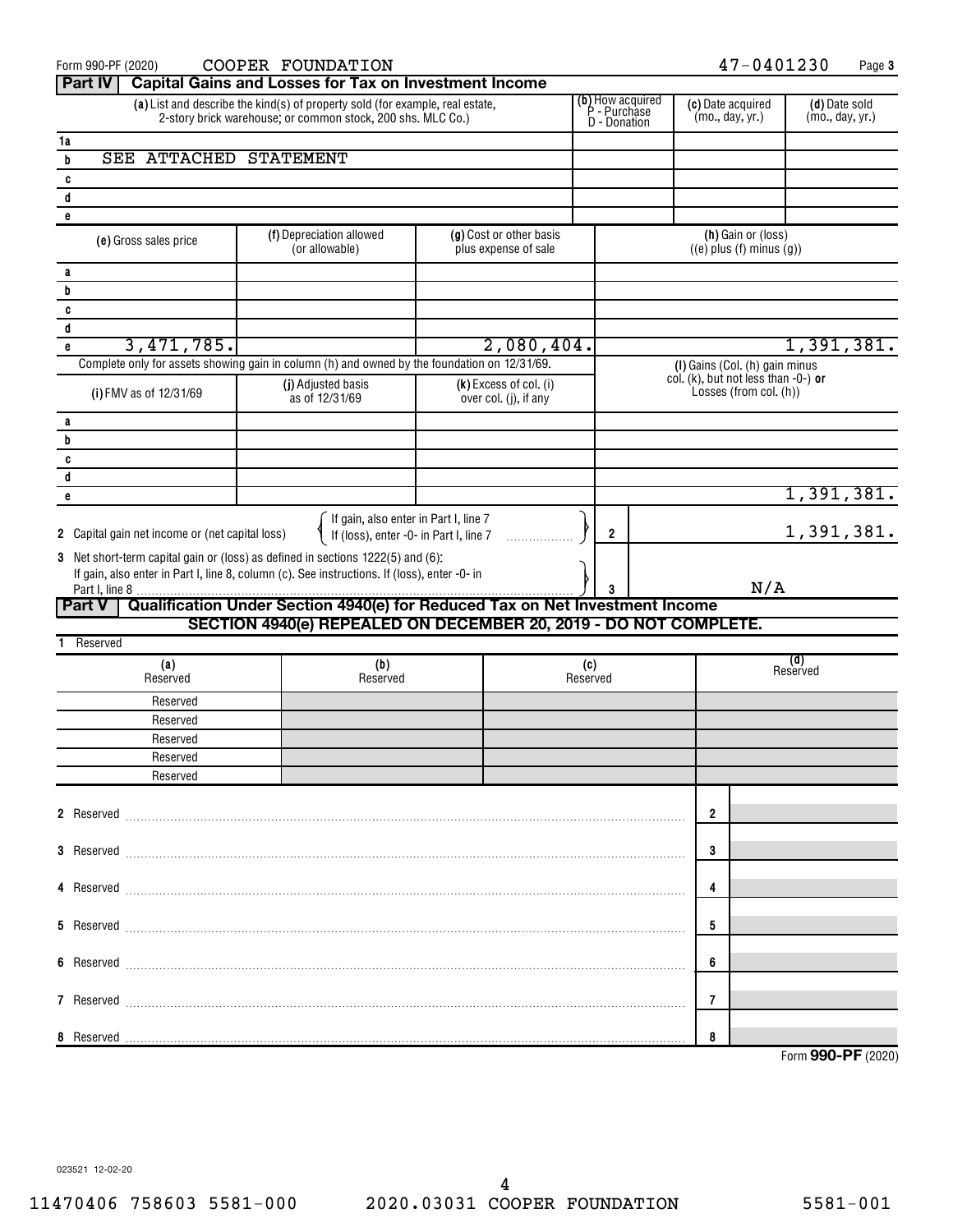Form 990-PF (2020) COOPER FOUNDATION 47-0401230

## Part IV Capital Gains and Losses for Tax on Investment Income

| | (a) List and describe the kind(s) of property sold (for example, real estate, 2-story brick warehouse; or common stock, 200 shs. MLC Co.) | (b) How acquired P - Purchase D - Donation | (c) Date acquired (mo., day, yr.) | (d) Date sold (mo., day, yr.) |
|---|---|---|---|---|
| 1a | | | | |
| b | SEE ATTACHED STATEMENT | | | |
| c | | | | |
| d | | | | |
| e | | | | |

| | (e) Gross sales price | (f) Depreciation allowed (or allowable) | (g) Cost or other basis plus expense of sale | (h) Gain or (loss) ((e) plus (f) minus (g)) |
|---|---|---|---|---|
| a | | | | |
| b | | | | |
| c | | | | |
| d | | | | |
| e | 3,471,785. | | 2,080,404. | 1,391,381. |

Complete only for assets showing gain in column (h) and owned by the foundation on 12/31/69.

| | (i) FMV as of 12/31/69 | (j) Adjusted basis as of 12/31/69 | (k) Excess of col. (i) over col. (j), if any | (l) Gains (Col. (h) gain minus col. (k), but not less than -0-) or Losses (from col. (h)) |
|---|---|---|---|---|
| a | | | | |
| b | | | | |
| c | | | | |
| d | | | | |
| e | | | | 1,391,381. |

2 Capital gain net income or (net capital loss) { If gain, also enter in Part I, line 7; If (loss), enter -0- in Part I, line 7 } ..... 2 | 1,391,381.

3 Net short-term capital gain or (loss) as defined in sections 1222(5) and (6): If gain, also enter in Part I, line 8, column (c). See instructions. If (loss), enter -0- in Part I, line 8 ..... 3 | N/A

## Part V Qualification Under Section 4940(e) for Reduced Tax on Net Investment Income

**SECTION 4940(e) REPEALED ON DECEMBER 20, 2019 - DO NOT COMPLETE.**

1 Reserved

| (a) Reserved | (b) Reserved | (c) Reserved | (d) Reserved |
|---|---|---|---|
| Reserved | | | |
| Reserved | | | |
| Reserved | | | |
| Reserved | | | |
| Reserved | | | |

2 Reserved ..... 2

3 Reserved ..... 3

4 Reserved ..... 4

5 Reserved ..... 5

6 Reserved ..... 6

7 Reserved ..... 7

8 Reserved ..... 8

Form **990-PF** (2020)

023521 12-02-20

11470406 758603 5581-000 2020.03031 COOPER FOUNDATION 5581-001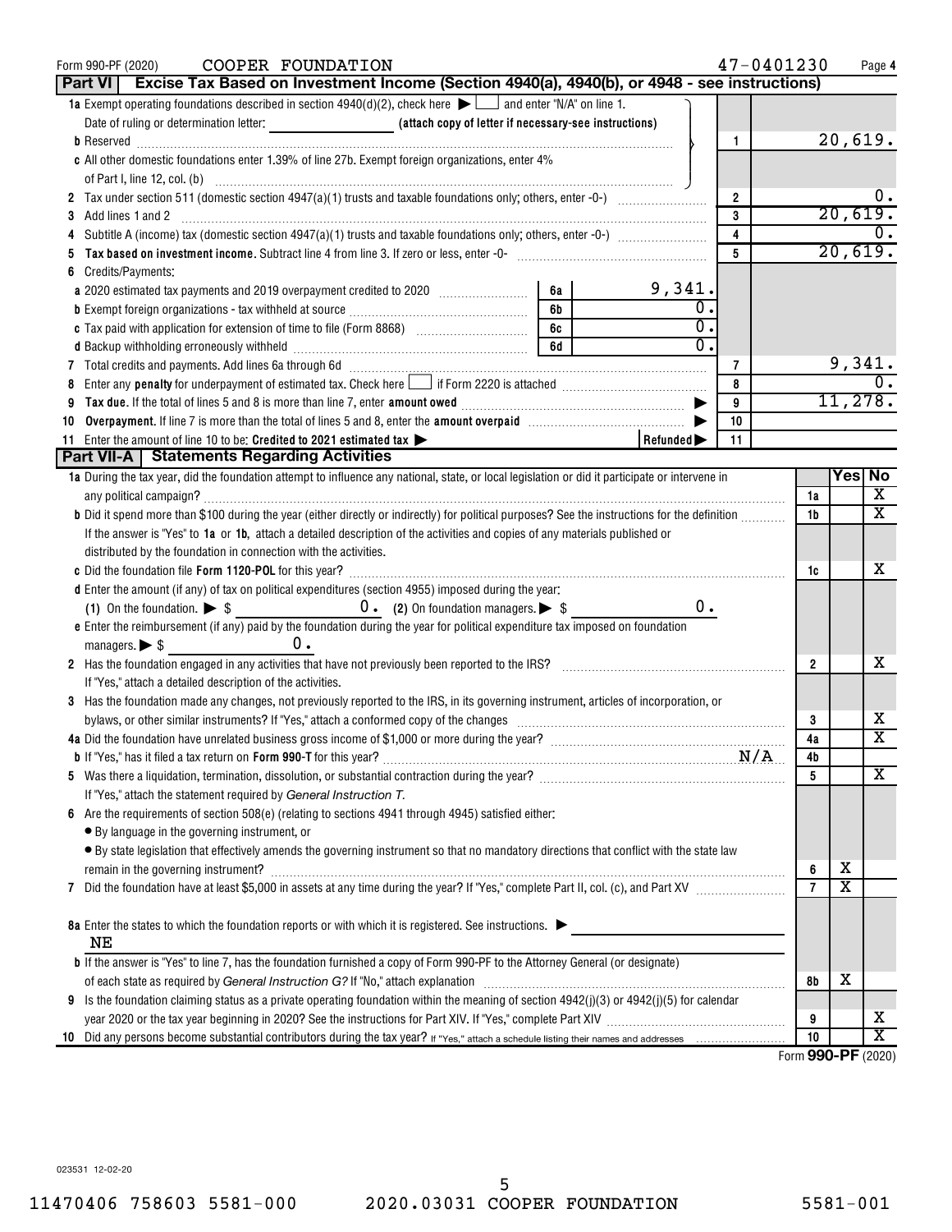Form 990-PF (2020) COOPER FOUNDATION 47-0401230 Page 4

## Part VI Excise Tax Based on Investment Income (Section 4940(a), 4940(b), or 4948 - see instructions)

| | | | | |
|---|---|---|---|---|
| **1a** Exempt operating foundations described in section 4940(d)(2), check here ▶ ☐ and enter "N/A" on line 1. Date of ruling or determination letter: ______ (attach copy of letter if necessary-see instructions) | | | | |
| **b** Reserved | | | 1 | 20,619. |
| **c** All other domestic foundations enter 1.39% of line 27b. Exempt foreign organizations, enter 4% of Part I, line 12, col. (b) | | | | |
| **2** Tax under section 511 (domestic section 4947(a)(1) trusts and taxable foundations only; others, enter -0-) | | | 2 | 0. |
| **3** Add lines 1 and 2 | | | 3 | 20,619. |
| **4** Subtitle A (income) tax (domestic section 4947(a)(1) trusts and taxable foundations only; others, enter -0-) | | | 4 | 0. |
| **5** **Tax based on investment income.** Subtract line 4 from line 3. If zero or less, enter -0- | | | 5 | 20,619. |
| **6** Credits/Payments: | | | | |
| **a** 2020 estimated tax payments and 2019 overpayment credited to 2020 | 6a | 9,341. | | |
| **b** Exempt foreign organizations - tax withheld at source | 6b | 0. | | |
| **c** Tax paid with application for extension of time to file (Form 8868) | 6c | 0. | | |
| **d** Backup withholding erroneously withheld | 6d | 0. | | |
| **7** Total credits and payments. Add lines 6a through 6d | | | 7 | 9,341. |
| **8** Enter any **penalty** for underpayment of estimated tax. Check here ☐ if Form 2220 is attached | | | 8 | 0. |
| **9** **Tax due.** If the total of lines 5 and 8 is more than line 7, enter **amount owed** ▶ | | | 9 | 11,278. |
| **10** **Overpayment.** If line 7 is more than the total of lines 5 and 8, enter the **amount overpaid** ▶ | | | 10 | |
| **11** Enter the amount of line 10 to be: **Credited to 2021 estimated tax** ▶ | | **Refunded** ▶ | 11 | |

## Part VII-A Statements Regarding Activities

| | | Yes | No |
|---|---|---|---|
| **1a** During the tax year, did the foundation attempt to influence any national, state, or local legislation or did it participate or intervene in any political campaign? | 1a | | X |
| **b** Did it spend more than $100 during the year (either directly or indirectly) for political purposes? See the instructions for the definition | 1b | | X |
| If the answer is "Yes" to **1a** or **1b**, attach a detailed description of the activities and copies of any materials published or distributed by the foundation in connection with the activities. | | | |
| **c** Did the foundation file **Form 1120-POL** for this year? | 1c | | X |
| **d** Enter the amount (if any) of tax on political expenditures (section 4955) imposed during the year: **(1)** On the foundation. ▶ $ 0. **(2)** On foundation managers. ▶ $ 0. | | | |
| **e** Enter the reimbursement (if any) paid by the foundation during the year for political expenditure tax imposed on foundation managers. ▶ $ 0. | | | |
| **2** Has the foundation engaged in any activities that have not previously been reported to the IRS? | 2 | | X |
| If "Yes," attach a detailed description of the activities. | | | |
| **3** Has the foundation made any changes, not previously reported to the IRS, in its governing instrument, articles of incorporation, or bylaws, or other similar instruments? If "Yes," attach a conformed copy of the changes | 3 | | X |
| **4a** Did the foundation have unrelated business gross income of $1,000 or more during the year? | 4a | | X |
| **b** If "Yes," has it filed a tax return on **Form 990-T** for this year? N/A | 4b | | |
| **5** Was there a liquidation, termination, dissolution, or substantial contraction during the year? | 5 | | X |
| If "Yes," attach the statement required by *General Instruction T.* | | | |
| **6** Are the requirements of section 508(e) (relating to sections 4941 through 4945) satisfied either: • By language in the governing instrument, or • By state legislation that effectively amends the governing instrument so that no mandatory directions that conflict with the state law remain in the governing instrument? | 6 | X | |
| **7** Did the foundation have at least $5,000 in assets at any time during the year? If "Yes," complete Part II, col. (c), and Part XV | 7 | X | |
| **8a** Enter the states to which the foundation reports or with which it is registered. See instructions. ▶ NE | | | |
| **b** If the answer is "Yes" to line 7, has the foundation furnished a copy of Form 990-PF to the Attorney General (or designate) of each state as required by *General Instruction G?* If "No," attach explanation | 8b | X | |
| **9** Is the foundation claiming status as a private operating foundation within the meaning of section 4942(j)(3) or 4942(j)(5) for calendar year 2020 or the tax year beginning in 2020? See the instructions for Part XIV. If "Yes," complete Part XIV | 9 | | X |
| **10** Did any persons become substantial contributors during the tax year? If "Yes," attach a schedule listing their names and addresses | 10 | | X |

Form **990-PF** (2020)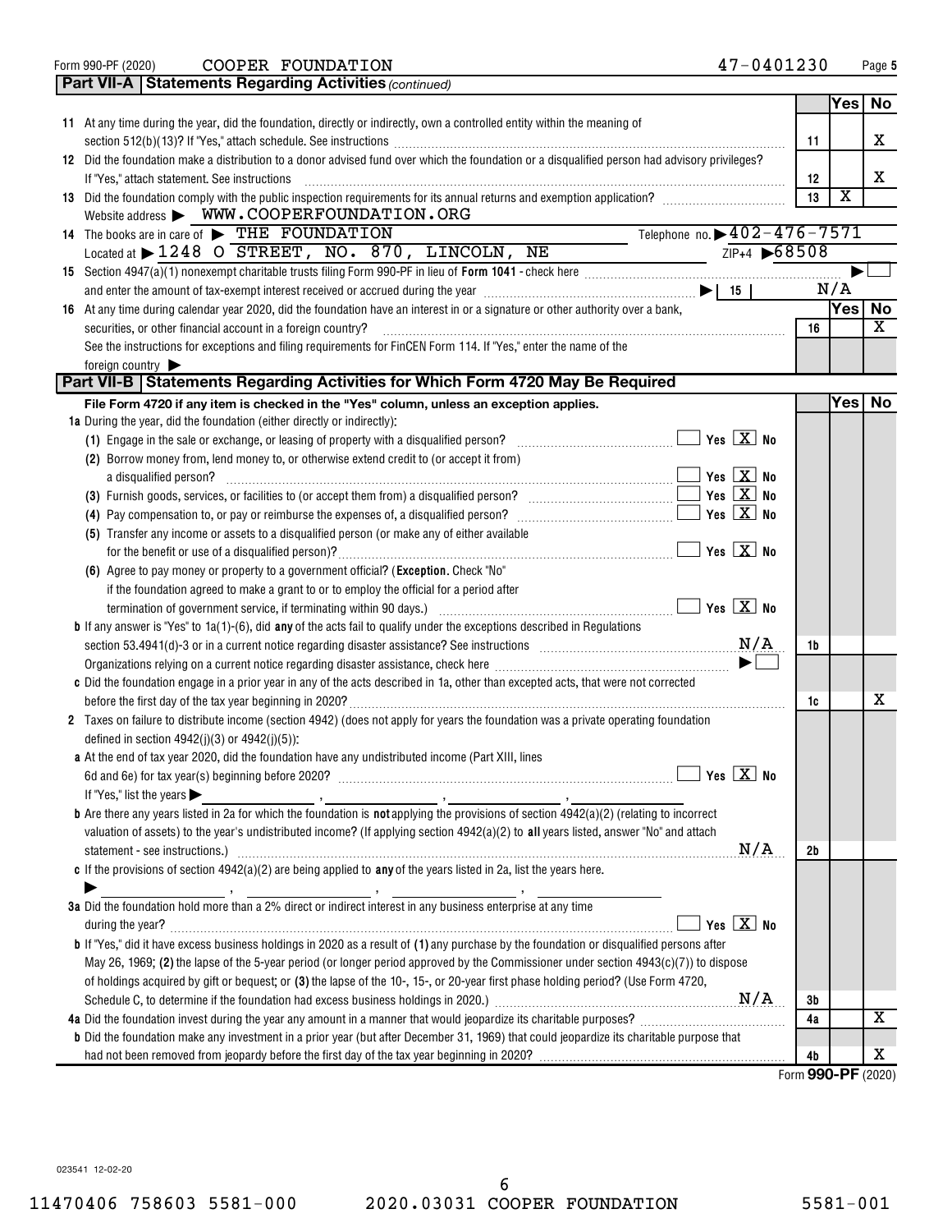Form 990-PF (2020) COOPER FOUNDATION 47-0401230 Page 5

## Part VII-A Statements Regarding Activities *(continued)*

| | | | Yes | No |
|---|---|---|---|---|
| 11 | At any time during the year, did the foundation, directly or indirectly, own a controlled entity within the meaning of section 512(b)(13)? If "Yes," attach schedule. See instructions | 11 | | X |
| 12 | Did the foundation make a distribution to a donor advised fund over which the foundation or a disqualified person had advisory privileges? If "Yes," attach statement. See instructions | 12 | | X |
| 13 | Did the foundation comply with the public inspection requirements for its annual returns and exemption application? | 13 | X | |

Website address ▶ WWW.COOPERFOUNDATION.ORG

14 The books are in care of ▶ THE FOUNDATION Telephone no. ▶ 402-476-7571

Located at ▶ 1248 O STREET, NO. 870, LINCOLN, NE ZIP+4 ▶ 68508

15 Section 4947(a)(1) nonexempt charitable trusts filing Form 990-PF in lieu of **Form 1041** - check here ▶ ☐

and enter the amount of tax-exempt interest received or accrued during the year ▶ 15 N/A

| | | | Yes | No |
|---|---|---|---|---|
| 16 | At any time during calendar year 2020, did the foundation have an interest in or a signature or other authority over a bank, securities, or other financial account in a foreign country? See the instructions for exceptions and filing requirements for FinCEN Form 114. If "Yes," enter the name of the foreign country ▶ | 16 | | X |

## Part VII-B Statements Regarding Activities for Which Form 4720 May Be Required

**File Form 4720 if any item is checked in the "Yes" column, unless an exception applies.**

**1a** During the year, did the foundation (either directly or indirectly):

(1) Engage in the sale or exchange, or leasing of property with a disqualified person? ☐ Yes ☒ No

(2) Borrow money from, lend money to, or otherwise extend credit to (or accept it from) a disqualified person? ☐ Yes ☒ No

(3) Furnish goods, services, or facilities to (or accept them from) a disqualified person? ☐ Yes ☒ No

(4) Pay compensation to, or pay or reimburse the expenses of, a disqualified person? ☐ Yes ☒ No

(5) Transfer any income or assets to a disqualified person (or make any of either available for the benefit or use of a disqualified person)? ☐ Yes ☒ No

(6) Agree to pay money or property to a government official? (**Exception.** Check "No" if the foundation agreed to make a grant to or to employ the official for a period after termination of government service, if terminating within 90 days.) ☐ Yes ☒ No

**b** If any answer is "Yes" to 1a(1)-(6), did **any** of the acts fail to qualify under the exceptions described in Regulations section 53.4941(d)-3 or in a current notice regarding disaster assistance? See instructions N/A — **1b**

Organizations relying on a current notice regarding disaster assistance, check here ▶ ☐

**c** Did the foundation engage in a prior year in any of the acts described in 1a, other than excepted acts, that were not corrected before the first day of the tax year beginning in 2020? — **1c** No: X

**2** Taxes on failure to distribute income (section 4942) (does not apply for years the foundation was a private operating foundation defined in section 4942(j)(3) or 4942(j)(5)):

**a** At the end of tax year 2020, did the foundation have any undistributed income (Part XIII, lines 6d and 6e) for tax year(s) beginning before 2020? ☐ Yes ☒ No

If "Yes," list the years ▶ ____, ____, ____, ____

**b** Are there any years listed in 2a for which the foundation is **not** applying the provisions of section 4942(a)(2) (relating to incorrect valuation of assets) to the year's undistributed income? (If applying section 4942(a)(2) to **all** years listed, answer "No" and attach statement - see instructions.) N/A — **2b**

**c** If the provisions of section 4942(a)(2) are being applied to **any** of the years listed in 2a, list the years here.

▶ ____, ____, ____, ____

**3a** Did the foundation hold more than a 2% direct or indirect interest in any business enterprise at any time during the year? ☐ Yes ☒ No

**b** If "Yes," did it have excess business holdings in 2020 as a result of **(1)** any purchase by the foundation or disqualified persons after May 26, 1969; **(2)** the lapse of the 5-year period (or longer period approved by the Commissioner under section 4943(c)(7)) to dispose of holdings acquired by gift or bequest; or **(3)** the lapse of the 10-, 15-, or 20-year first phase holding period? (Use Form 4720, Schedule C, to determine if the foundation had excess business holdings in 2020.) N/A — **3b**

**4a** Did the foundation invest during the year any amount in a manner that would jeopardize its charitable purposes? — **4a** No: X

**b** Did the foundation make any investment in a prior year (but after December 31, 1969) that could jeopardize its charitable purpose that had not been removed from jeopardy before the first day of the tax year beginning in 2020? — **4b** No: X

Form **990-PF** (2020)

023541 12-02-20

11470406 758603 5581-000 2020.03031 COOPER FOUNDATION 5581-001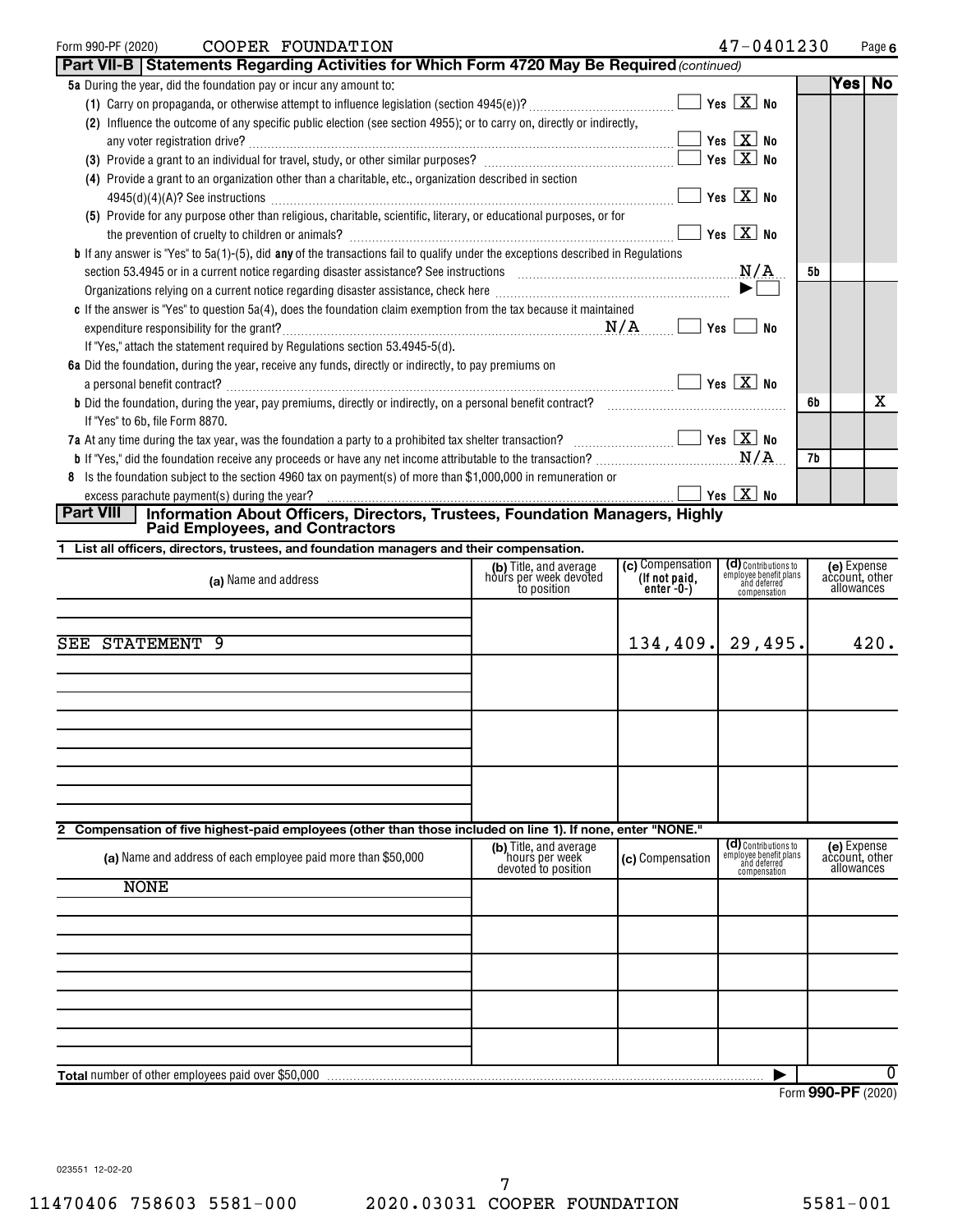Form 990-PF (2020) COOPER FOUNDATION 47-0401230 Page 6

## Part VII-B Statements Regarding Activities for Which Form 4720 May Be Required *(continued)*

| | | Yes | No |
|---|---|---|---|
| **5a** During the year, did the foundation pay or incur any amount to: | | | |
| (1) Carry on propaganda, or otherwise attempt to influence legislation (section 4945(e))? ☐ Yes ☒ No | | | |
| (2) Influence the outcome of any specific public election (see section 4955); or to carry on, directly or indirectly, any voter registration drive? ☐ Yes ☒ No | | | |
| (3) Provide a grant to an individual for travel, study, or other similar purposes? ☐ Yes ☒ No | | | |
| (4) Provide a grant to an organization other than a charitable, etc., organization described in section 4945(d)(4)(A)? See instructions ☐ Yes ☒ No | | | |
| (5) Provide for any purpose other than religious, charitable, scientific, literary, or educational purposes, or for the prevention of cruelty to children or animals? ☐ Yes ☒ No | | | |
| **b** If any answer is "Yes" to 5a(1)-(5), did **any** of the transactions fail to qualify under the exceptions described in Regulations section 53.4945 or in a current notice regarding disaster assistance? See instructions N/A | 5b | | |
| Organizations relying on a current notice regarding disaster assistance, check here ▶ ☐ | | | |
| **c** If the answer is "Yes" to question 5a(4), does the foundation claim exemption from the tax because it maintained expenditure responsibility for the grant? N/A ☐ Yes ☐ No | | | |
| If "Yes," attach the statement required by Regulations section 53.4945-5(d). | | | |
| **6a** Did the foundation, during the year, receive any funds, directly or indirectly, to pay premiums on a personal benefit contract? ☐ Yes ☒ No | | | |
| **b** Did the foundation, during the year, pay premiums, directly or indirectly, on a personal benefit contract? | 6b | | X |
| If "Yes" to 6b, file Form 8870. | | | |
| **7a** At any time during the tax year, was the foundation a party to a prohibited tax shelter transaction? ☐ Yes ☒ No | | | |
| **b** If "Yes," did the foundation receive any proceeds or have any net income attributable to the transaction? N/A | 7b | | |
| **8** Is the foundation subject to the section 4960 tax on payment(s) of more than $1,000,000 in remuneration or excess parachute payment(s) during the year? ☐ Yes ☒ No | | | |

## Part VIII Information About Officers, Directors, Trustees, Foundation Managers, Highly Paid Employees, and Contractors

**1 List all officers, directors, trustees, and foundation managers and their compensation.**

| (a) Name and address | (b) Title, and average hours per week devoted to position | (c) Compensation (If not paid, enter -0-) | (d) Contributions to employee benefit plans and deferred compensation | (e) Expense account, other allowances |
|---|---|---|---|---|
| SEE STATEMENT 9 | | 134,409. | 29,495. | 420. |

**2 Compensation of five highest-paid employees (other than those included on line 1). If none, enter "NONE."**

| (a) Name and address of each employee paid more than $50,000 | (b) Title, and average hours per week devoted to position | (c) Compensation | (d) Contributions to employee benefit plans and deferred compensation | (e) Expense account, other allowances |
|---|---|---|---|---|
| NONE | | | | |

**Total** number of other employees paid over $50,000 ▶ 0

Form **990-PF** (2020)

023551 12-02-20

11470406 758603 5581-000 2020.03031 COOPER FOUNDATION 5581-001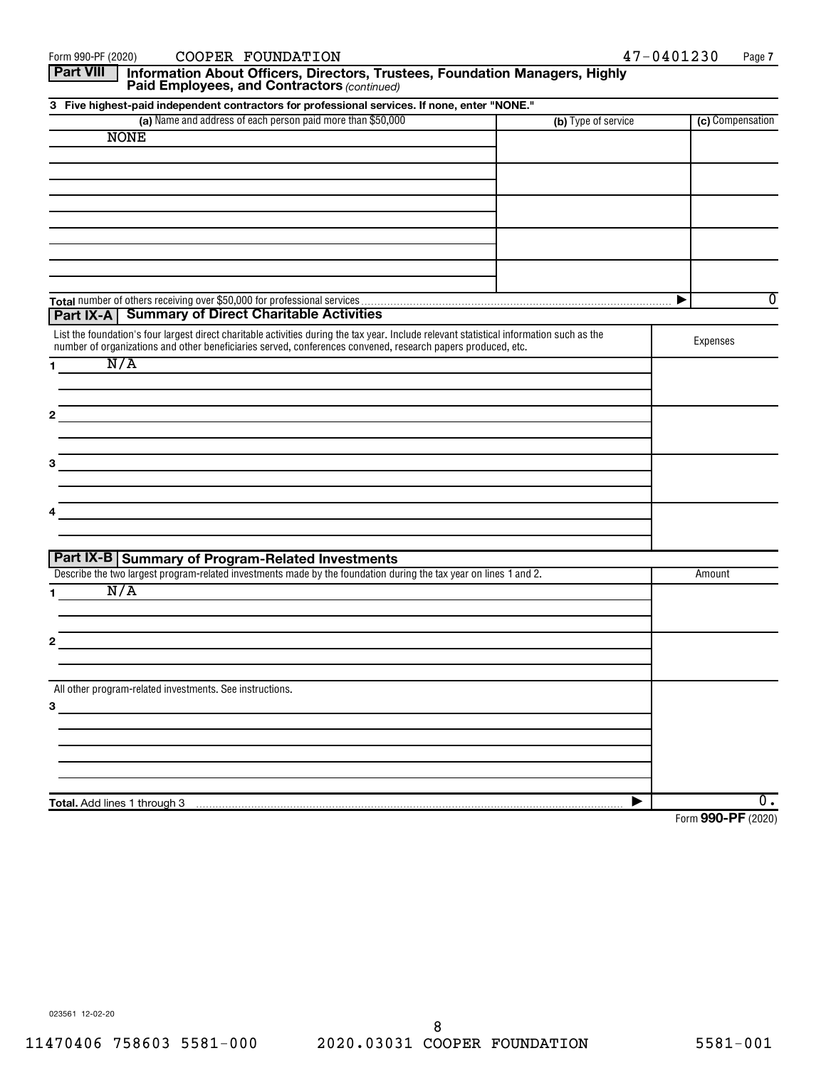Form 990-PF (2020) COOPER FOUNDATION 47-0401230 Page 7

## Part VIII Information About Officers, Directors, Trustees, Foundation Managers, Highly Paid Employees, and Contractors *(continued)*

**3 Five highest-paid independent contractors for professional services. If none, enter "NONE."**

| (a) Name and address of each person paid more than $50,000 | (b) Type of service | (c) Compensation |
|---|---|---|
| NONE | | |
| | | |
| | | |
| | | |
| | | |

**Total** number of others receiving over $50,000 for professional services ▶ 0

## Part IX-A Summary of Direct Charitable Activities

| List the foundation's four largest direct charitable activities during the tax year. Include relevant statistical information such as the number of organizations and other beneficiaries served, conferences convened, research papers produced, etc. | Expenses |
|---|---|
| 1 N/A | |
| 2 | |
| 3 | |
| 4 | |

## Part IX-B Summary of Program-Related Investments

| Describe the two largest program-related investments made by the foundation during the tax year on lines 1 and 2. | Amount |
|---|---|
| 1 N/A | |
| 2 | |
| All other program-related investments. See instructions. | |
| 3 | |
| **Total.** Add lines 1 through 3 ▶ | 0. |

Form **990-PF** (2020)

023561 12-02-20

11470406 758603 5581-000 2020.03031 COOPER FOUNDATION 5581-001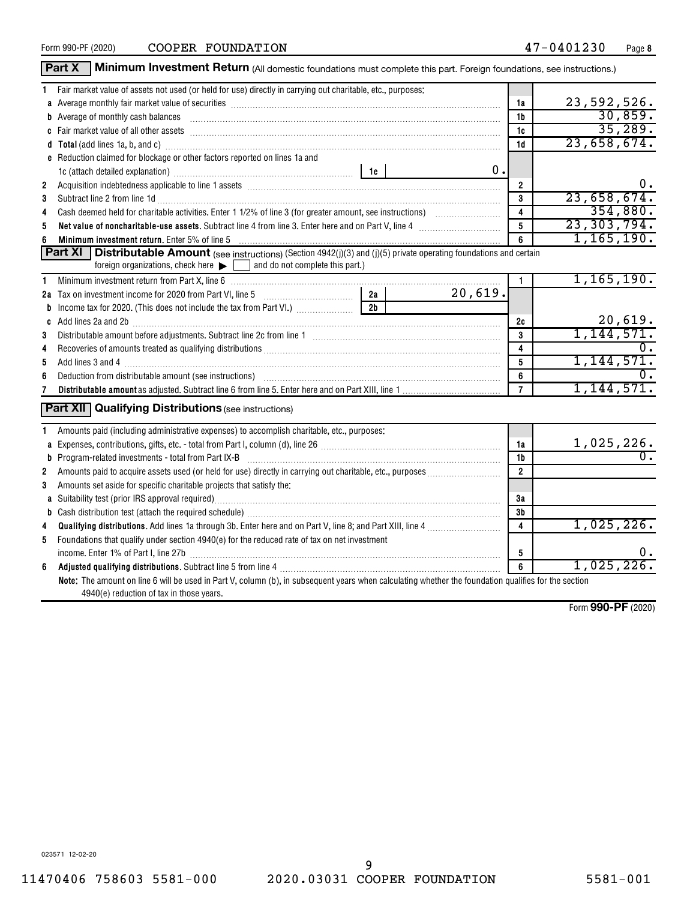Form 990-PF (2020) COOPER FOUNDATION 47-0401230

## Part X Minimum Investment Return (All domestic foundations must complete this part. Foreign foundations, see instructions.)

| | | | | |
|---|---|---|---|---|
| 1 | Fair market value of assets not used (or held for use) directly in carrying out charitable, etc., purposes: | | | |
| a | Average monthly fair market value of securities | | 1a | 23,592,526. |
| b | Average of monthly cash balances | | 1b | 30,859. |
| c | Fair market value of all other assets | | 1c | 35,289. |
| d | **Total** (add lines 1a, b, and c) | | 1d | 23,658,674. |
| e | Reduction claimed for blockage or other factors reported on lines 1a and 1c (attach detailed explanation) | 1e 0. | | |
| 2 | Acquisition indebtedness applicable to line 1 assets | | 2 | 0. |
| 3 | Subtract line 2 from line 1d | | 3 | 23,658,674. |
| 4 | Cash deemed held for charitable activities. Enter 1 1/2% of line 3 (for greater amount, see instructions) | | 4 | 354,880. |
| 5 | **Net value of noncharitable-use assets.** Subtract line 4 from line 3. Enter here and on Part V, line 4 | | 5 | 23,303,794. |
| 6 | **Minimum investment return.** Enter 5% of line 5 | | 6 | 1,165,190. |

## Part XI Distributable Amount (see instructions) (Section 4942(j)(3) and (j)(5) private operating foundations and certain foreign organizations, check here ▶ ☐ and do not complete this part.)

| | | | | |
|---|---|---|---|---|
| 1 | Minimum investment return from Part X, line 6 | | 1 | 1,165,190. |
| 2a | Tax on investment income for 2020 from Part VI, line 5 | 2a 20,619. | | |
| b | Income tax for 2020. (This does not include the tax from Part VI.) | 2b | | |
| c | Add lines 2a and 2b | | 2c | 20,619. |
| 3 | Distributable amount before adjustments. Subtract line 2c from line 1 | | 3 | 1,144,571. |
| 4 | Recoveries of amounts treated as qualifying distributions | | 4 | 0. |
| 5 | Add lines 3 and 4 | | 5 | 1,144,571. |
| 6 | Deduction from distributable amount (see instructions) | | 6 | 0. |
| 7 | **Distributable amount** as adjusted. Subtract line 6 from line 5. Enter here and on Part XIII, line 1 | | 7 | 1,144,571. |

## Part XII Qualifying Distributions (see instructions)

| | | | |
|---|---|---|---|
| 1 | Amounts paid (including administrative expenses) to accomplish charitable, etc., purposes: | | |
| a | Expenses, contributions, gifts, etc. - total from Part I, column (d), line 26 | 1a | 1,025,226. |
| b | Program-related investments - total from Part IX-B | 1b | 0. |
| 2 | Amounts paid to acquire assets used (or held for use) directly in carrying out charitable, etc., purposes | 2 | |
| 3 | Amounts set aside for specific charitable projects that satisfy the: | | |
| a | Suitability test (prior IRS approval required) | 3a | |
| b | Cash distribution test (attach the required schedule) | 3b | |
| 4 | **Qualifying distributions.** Add lines 1a through 3b. Enter here and on Part V, line 8; and Part XIII, line 4 | 4 | 1,025,226. |
| 5 | Foundations that qualify under section 4940(e) for the reduced rate of tax on net investment income. Enter 1% of Part I, line 27b | 5 | 0. |
| 6 | **Adjusted qualifying distributions.** Subtract line 5 from line 4 | 6 | 1,025,226. |

**Note:** The amount on line 6 will be used in Part V, column (b), in subsequent years when calculating whether the foundation qualifies for the section 4940(e) reduction of tax in those years.

Form **990-PF** (2020)

023571 12-02-20

11470406 758603 5581-000 2020.03031 COOPER FOUNDATION 5581-001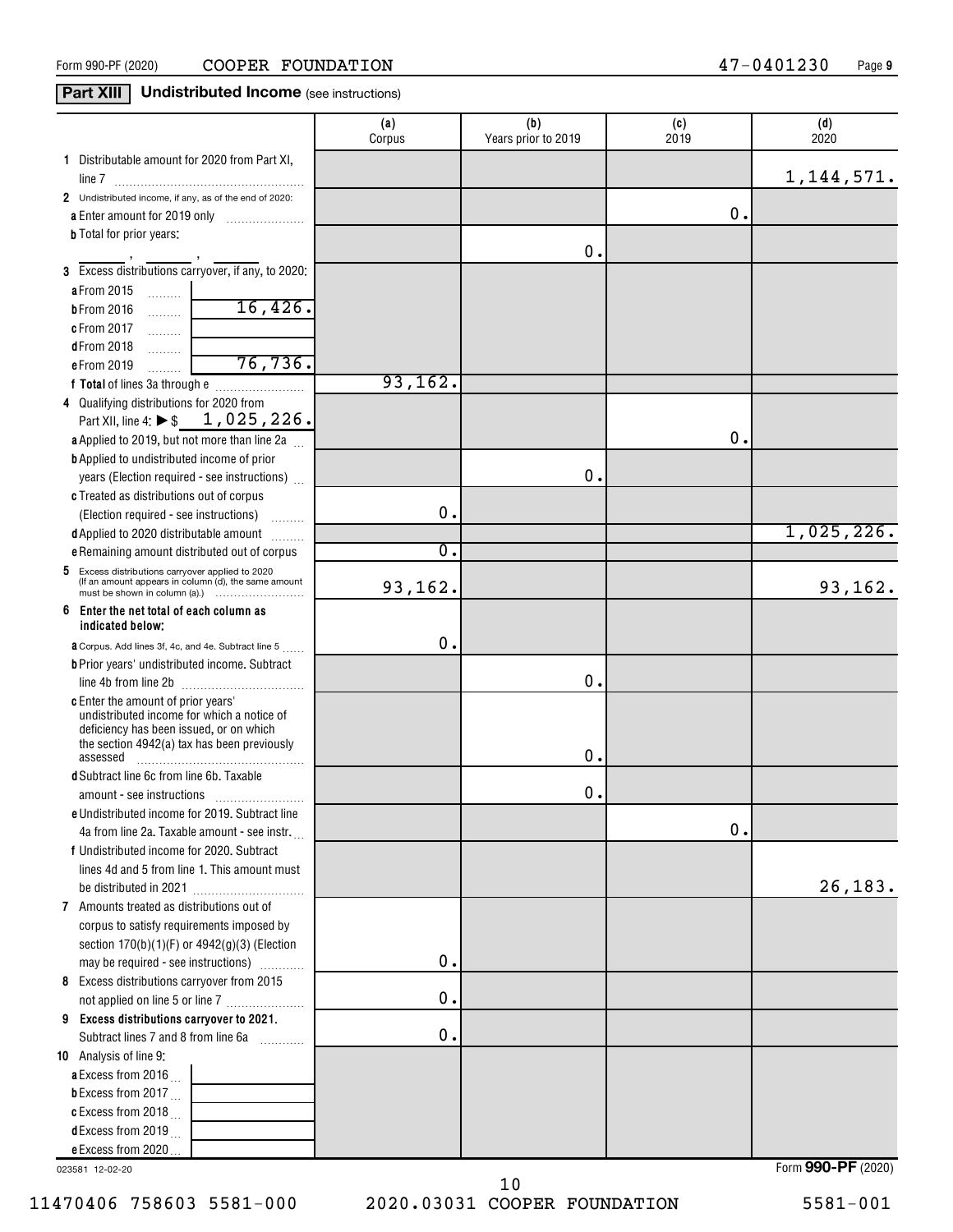Form 990-PF (2020) COOPER FOUNDATION 47-0401230

**Part XIII Undistributed Income** (see instructions)

| | (a) Corpus | (b) Years prior to 2019 | (c) 2019 | (d) 2020 |
|---|---|---|---|---|
| **1** Distributable amount for 2020 from Part XI, line 7 | | | | 1,144,571. |
| **2** Undistributed income, if any, as of the end of 2020: | | | | |
| **a** Enter amount for 2019 only | | | 0. | |
| **b** Total for prior years: ____, ____, ____ | | 0. | | |
| **3** Excess distributions carryover, if any, to 2020: | | | | |
| **a** From 2015 | | | | |
| **b** From 2016 16,426. | | | | |
| **c** From 2017 | | | | |
| **d** From 2018 | | | | |
| **e** From 2019 76,736. | | | | |
| **f Total** of lines 3a through e | 93,162. | | | |
| **4** Qualifying distributions for 2020 from Part XII, line 4: ▶ $ 1,025,226. | | | | |
| **a** Applied to 2019, but not more than line 2a | | | 0. | |
| **b** Applied to undistributed income of prior years (Election required - see instructions) | | 0. | | |
| **c** Treated as distributions out of corpus (Election required - see instructions) | 0. | | | |
| **d** Applied to 2020 distributable amount | | | | 1,025,226. |
| **e** Remaining amount distributed out of corpus | 0. | | | |
| **5** Excess distributions carryover applied to 2020 (If an amount appears in column (d), the same amount must be shown in column (a).) | 93,162. | | | 93,162. |
| **6 Enter the net total of each column as indicated below:** | | | | |
| **a** Corpus. Add lines 3f, 4c, and 4e. Subtract line 5 | 0. | | | |
| **b** Prior years' undistributed income. Subtract line 4b from line 2b | | 0. | | |
| **c** Enter the amount of prior years' undistributed income for which a notice of deficiency has been issued, or on which the section 4942(a) tax has been previously assessed | | 0. | | |
| **d** Subtract line 6c from line 6b. Taxable amount - see instructions | | 0. | | |
| **e** Undistributed income for 2019. Subtract line 4a from line 2a. Taxable amount - see instr. | | | 0. | |
| **f** Undistributed income for 2020. Subtract lines 4d and 5 from line 1. This amount must be distributed in 2021 | | | | 26,183. |
| **7** Amounts treated as distributions out of corpus to satisfy requirements imposed by section 170(b)(1)(F) or 4942(g)(3) (Election may be required - see instructions) | 0. | | | |
| **8** Excess distributions carryover from 2015 not applied on line 5 or line 7 | 0. | | | |
| **9 Excess distributions carryover to 2021.** Subtract lines 7 and 8 from line 6a | 0. | | | |
| **10** Analysis of line 9: | | | | |
| **a** Excess from 2016 | | | | |
| **b** Excess from 2017 | | | | |
| **c** Excess from 2018 | | | | |
| **d** Excess from 2019 | | | | |
| **e** Excess from 2020 | | | | |

023581 12-02-20

Form **990-PF** (2020)

11470406 758603 5581-000 2020.03031 COOPER FOUNDATION 5581-001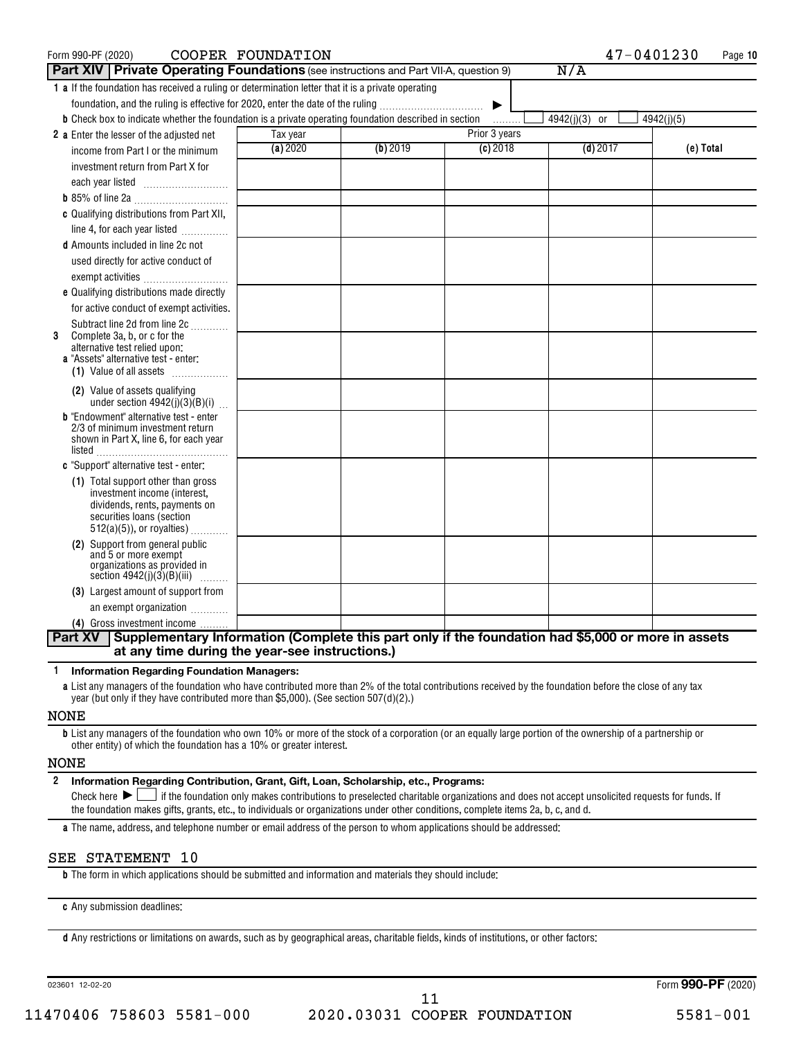Form 990-PF (2020) COOPER FOUNDATION 47-0401230

## Part XIV | Private Operating Foundations (see instructions and Part VII-A, question 9) N/A

**1 a** If the foundation has received a ruling or determination letter that it is a private operating foundation, and the ruling is effective for 2020, enter the date of the ruling ▶

**b** Check box to indicate whether the foundation is a private operating foundation described in section ☐ 4942(j)(3) or ☐ 4942(j)(5)

| | Tax year | Prior 3 years | | | |
|---|---|---|---|---|---|
| | **(a)** 2020 | **(b)** 2019 | **(c)** 2018 | **(d)** 2017 | **(e)** Total |
| **2 a** Enter the lesser of the adjusted net income from Part I or the minimum investment return from Part X for each year listed | | | | | |
| **b** 85% of line 2a | | | | | |
| **c** Qualifying distributions from Part XII, line 4, for each year listed | | | | | |
| **d** Amounts included in line 2c not used directly for active conduct of exempt activities | | | | | |
| **e** Qualifying distributions made directly for active conduct of exempt activities. Subtract line 2d from line 2c | | | | | |
| **3** Complete 3a, b, or c for the alternative test relied upon: **a** "Assets" alternative test - enter: **(1)** Value of all assets | | | | | |
| **(2)** Value of assets qualifying under section 4942(j)(3)(B)(i) | | | | | |
| **b** "Endowment" alternative test - enter 2/3 of minimum investment return shown in Part X, line 6, for each year listed | | | | | |
| **c** "Support" alternative test - enter: **(1)** Total support other than gross investment income (interest, dividends, rents, payments on securities loans (section 512(a)(5)), or royalties) | | | | | |
| **(2)** Support from general public and 5 or more exempt organizations as provided in section 4942(j)(3)(B)(iii) | | | | | |
| **(3)** Largest amount of support from an exempt organization | | | | | |
| **(4)** Gross investment income | | | | | |

## Part XV | Supplementary Information (Complete this part only if the foundation had $5,000 or more in assets at any time during the year-see instructions.)

**1 Information Regarding Foundation Managers:**

**a** List any managers of the foundation who have contributed more than 2% of the total contributions received by the foundation before the close of any tax year (but only if they have contributed more than $5,000). (See section 507(d)(2).)

NONE

**b** List any managers of the foundation who own 10% or more of the stock of a corporation (or an equally large portion of the ownership of a partnership or other entity) of which the foundation has a 10% or greater interest.

NONE

**2 Information Regarding Contribution, Grant, Gift, Loan, Scholarship, etc., Programs:**

Check here ▶ ☐ if the foundation only makes contributions to preselected charitable organizations and does not accept unsolicited requests for funds. If the foundation makes gifts, grants, etc., to individuals or organizations under other conditions, complete items 2a, b, c, and d.

**a** The name, address, and telephone number or email address of the person to whom applications should be addressed:

SEE STATEMENT 10

**b** The form in which applications should be submitted and information and materials they should include:

**c** Any submission deadlines:

**d** Any restrictions or limitations on awards, such as by geographical areas, charitable fields, kinds of institutions, or other factors:

023601 12-02-20 Form **990-PF** (2020)

11470406 758603 5581-000 2020.03031 COOPER FOUNDATION 5581-001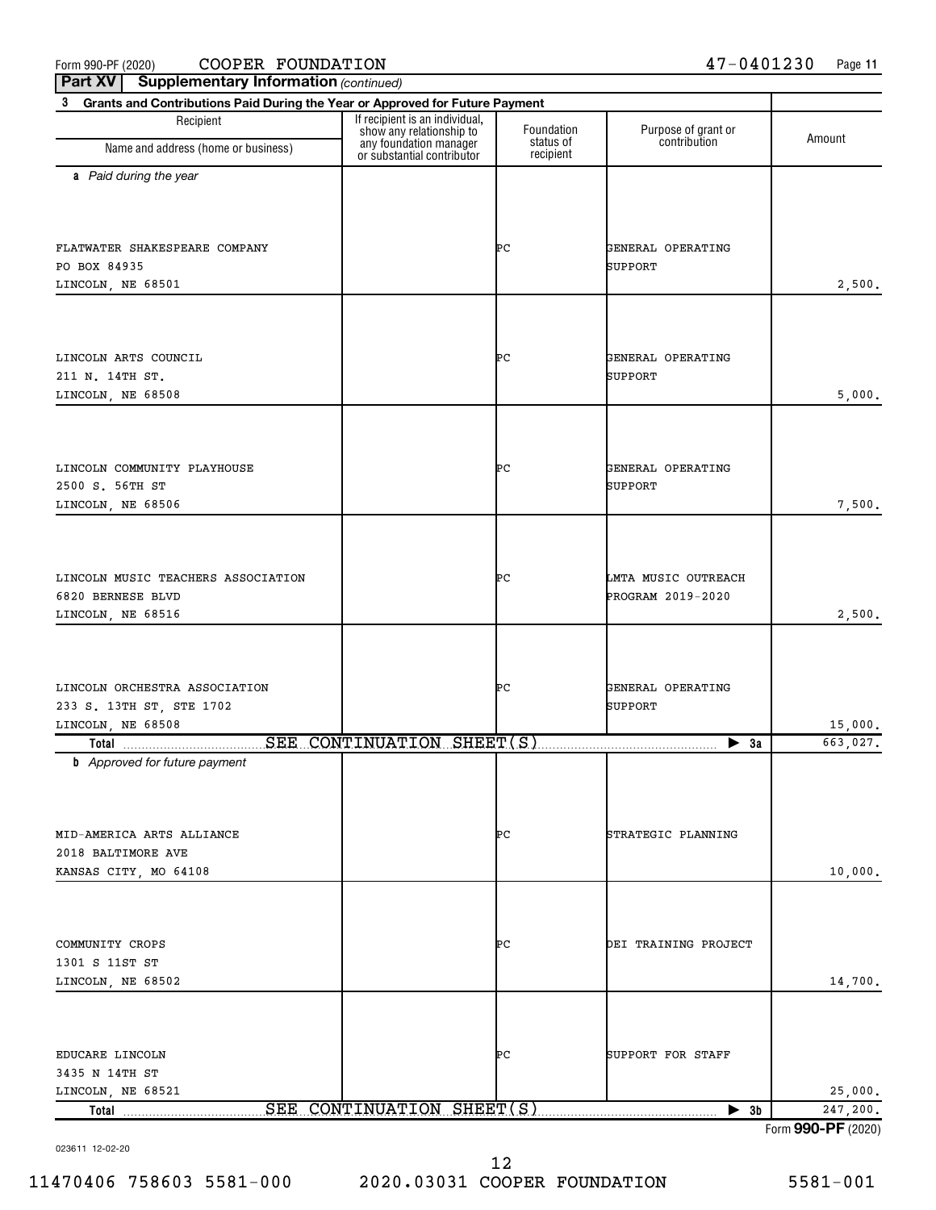Form 990-PF (2020) COOPER FOUNDATION 47-0401230

**Part XV Supplementary Information** *(continued)*

**3 Grants and Contributions Paid During the Year or Approved for Future Payment**

| Recipient<br>Name and address (home or business) | If recipient is an individual, show any relationship to any foundation manager or substantial contributor | Foundation status of recipient | Purpose of grant or contribution | Amount |
|---|---|---|---|---|
| ***a** Paid during the year* | | | | |
| FLATWATER SHAKESPEARE COMPANY<br>PO BOX 84935<br>LINCOLN, NE 68501 | | PC | GENERAL OPERATING SUPPORT | 2,500. |
| LINCOLN ARTS COUNCIL<br>211 N. 14TH ST.<br>LINCOLN, NE 68508 | | PC | GENERAL OPERATING SUPPORT | 5,000. |
| LINCOLN COMMUNITY PLAYHOUSE<br>2500 S. 56TH ST<br>LINCOLN, NE 68506 | | PC | GENERAL OPERATING SUPPORT | 7,500. |
| LINCOLN MUSIC TEACHERS ASSOCIATION<br>6820 BERNESE BLVD<br>LINCOLN, NE 68516 | | PC | LMTA MUSIC OUTREACH PROGRAM 2019-2020 | 2,500. |
| LINCOLN ORCHESTRA ASSOCIATION<br>233 S. 13TH ST, STE 1702<br>LINCOLN, NE 68508 | | PC | GENERAL OPERATING SUPPORT | 15,000. |
| **Total** SEE CONTINUATION SHEET(S) | | | ▶ **3a** | 663,027. |
| ***b** Approved for future payment* | | | | |
| MID-AMERICA ARTS ALLIANCE<br>2018 BALTIMORE AVE<br>KANSAS CITY, MO 64108 | | PC | STRATEGIC PLANNING | 10,000. |
| COMMUNITY CROPS<br>1301 S 11ST ST<br>LINCOLN, NE 68502 | | PC | DEI TRAINING PROJECT | 14,700. |
| EDUCARE LINCOLN<br>3435 N 14TH ST<br>LINCOLN, NE 68521 | | PC | SUPPORT FOR STAFF | 25,000. |
| **Total** SEE CONTINUATION SHEET(S) | | | ▶ **3b** | 247,200. |

Form **990-PF** (2020)

023611 12-02-20

11470406 758603 5581-000 2020.03031 COOPER FOUNDATION 5581-001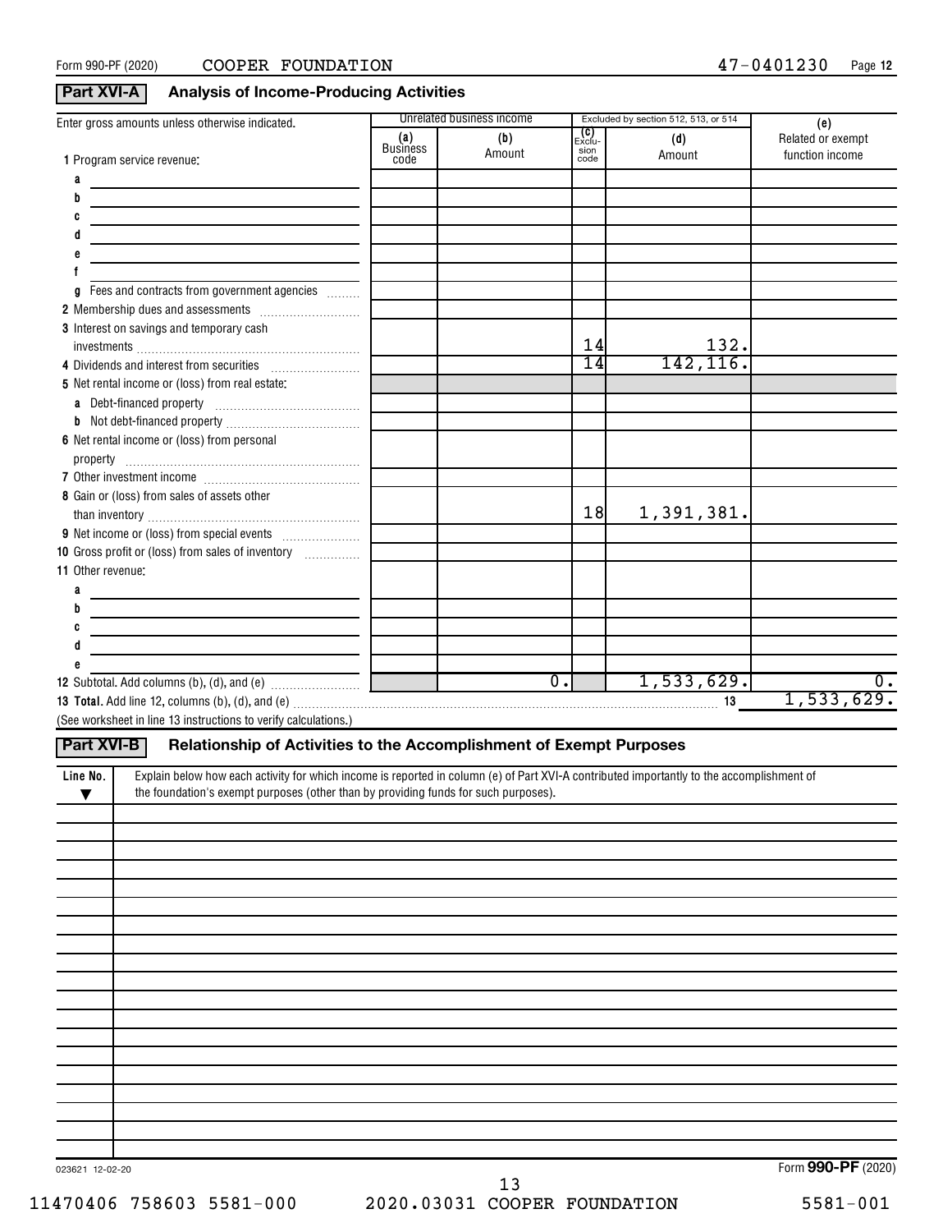Form 990-PF (2020) COOPER FOUNDATION 47-0401230 Page 12

## Part XVI-A Analysis of Income-Producing Activities

| Enter gross amounts unless otherwise indicated. | Unrelated business income | | Excluded by section 512, 513, or 514 | | (e) |
|---|---|---|---|---|---|
| | (a) Business code | (b) Amount | (c) Exclusion code | (d) Amount | Related or exempt function income |
| 1 Program service revenue: | | | | | |
| a | | | | | |
| b | | | | | |
| c | | | | | |
| d | | | | | |
| e | | | | | |
| f | | | | | |
| g Fees and contracts from government agencies | | | | | |
| 2 Membership dues and assessments | | | | | |
| 3 Interest on savings and temporary cash investments | | | 14 | 132. | |
| 4 Dividends and interest from securities | | | 14 | 142,116. | |
| 5 Net rental income or (loss) from real estate: | | | | | |
| a Debt-financed property | | | | | |
| b Not debt-financed property | | | | | |
| 6 Net rental income or (loss) from personal property | | | | | |
| 7 Other investment income | | | | | |
| 8 Gain or (loss) from sales of assets other than inventory | | | 18 | 1,391,381. | |
| 9 Net income or (loss) from special events | | | | | |
| 10 Gross profit or (loss) from sales of inventory | | | | | |
| 11 Other revenue: | | | | | |
| a | | | | | |
| b | | | | | |
| c | | | | | |
| d | | | | | |
| e | | | | | |
| 12 Subtotal. Add columns (b), (d), and (e) | | 0. | | 1,533,629. | 0. |

**13 Total.** Add line 12, columns (b), (d), and (e) ........ 13 1,533,629.

(See worksheet in line 13 instructions to verify calculations.)

## Part XVI-B Relationship of Activities to the Accomplishment of Exempt Purposes

| Line No. ▼ | Explain below how each activity for which income is reported in column (e) of Part XVI-A contributed importantly to the accomplishment of the foundation's exempt purposes (other than by providing funds for such purposes). |
|---|---|
| | |

023621 12-02-20

Form **990-PF** (2020)

11470406 758603 5581-000 2020.03031 COOPER FOUNDATION 5581-001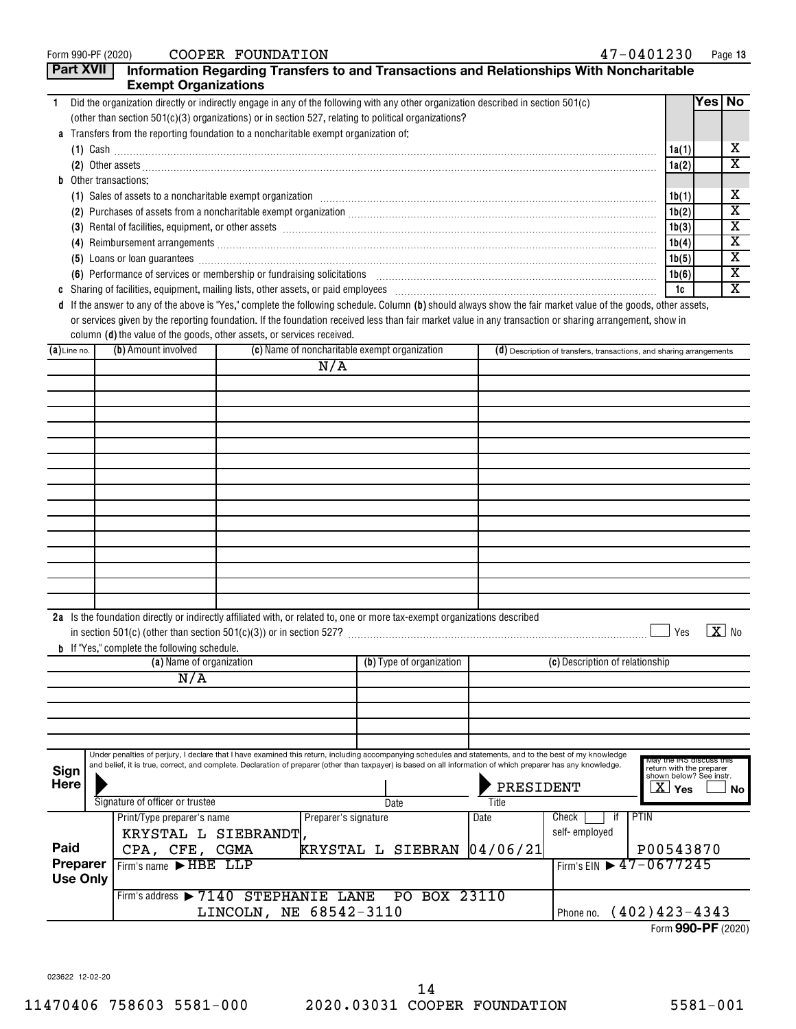Form 990-PF (2020) COOPER FOUNDATION 47-0401230

## Part XVII Information Regarding Transfers to and Transactions and Relationships With Noncharitable Exempt Organizations

| | | Yes | No |
|---|---|---|---|
| **1** Did the organization directly or indirectly engage in any of the following with any other organization described in section 501(c) (other than section 501(c)(3) organizations) or in section 527, relating to political organizations? | | | |
| **a** Transfers from the reporting foundation to a noncharitable exempt organization of: | | | |
| (1) Cash | 1a(1) | | X |
| (2) Other assets | 1a(2) | | X |
| **b** Other transactions: | | | |
| (1) Sales of assets to a noncharitable exempt organization | 1b(1) | | X |
| (2) Purchases of assets from a noncharitable exempt organization | 1b(2) | | X |
| (3) Rental of facilities, equipment, or other assets | 1b(3) | | X |
| (4) Reimbursement arrangements | 1b(4) | | X |
| (5) Loans or loan guarantees | 1b(5) | | X |
| (6) Performance of services or membership or fundraising solicitations | 1b(6) | | X |
| **c** Sharing of facilities, equipment, mailing lists, other assets, or paid employees | 1c | | X |

**d** If the answer to any of the above is "Yes," complete the following schedule. Column **(b)** should always show the fair market value of the goods, other assets, or services given by the reporting foundation. If the foundation received less than fair market value in any transaction or sharing arrangement, show in column **(d)** the value of the goods, other assets, or services received.

| (a) Line no. | (b) Amount involved | (c) Name of noncharitable exempt organization | (d) Description of transfers, transactions, and sharing arrangements |
|---|---|---|---|
| | | N/A | |

**2a** Is the foundation directly or indirectly affiliated with, or related to, one or more tax-exempt organizations described in section 501(c) (other than section 501(c)(3)) or in section 527? ☐ Yes ☒ No

**b** If "Yes," complete the following schedule.

| (a) Name of organization | (b) Type of organization | (c) Description of relationship |
|---|---|---|
| N/A | | |

**Sign Here**

Under penalties of perjury, I declare that I have examined this return, including accompanying schedules and statements, and to the best of my knowledge and belief, it is true, correct, and complete. Declaration of preparer (other than taxpayer) is based on all information of which preparer has any knowledge.

| Signature of officer or trustee | Date | Title | May the IRS discuss this return with the preparer shown below? See instr. |
|---|---|---|---|
| | | PRESIDENT | ☒ Yes ☐ No |

**Paid Preparer Use Only**

| Print/Type preparer's name | Preparer's signature | Date | Check ☐ if self-employed | PTIN |
|---|---|---|---|---|
| KRYSTAL L SIEBRANDT, CPA, CFE, CGMA | KRYSTAL L SIEBRAN | 04/06/21 | | P00543870 |
| Firm's name ▶ HBE LLP | | | Firm's EIN ▶ 47-0677245 | |
| Firm's address ▶ 7140 STEPHANIE LANE PO BOX 23110 LINCOLN, NE 68542-3110 | | | Phone no. (402)423-4343 | |

Form **990-PF** (2020)

023622 12-02-20

11470406 758603 5581-000 2020.03031 COOPER FOUNDATION 5581-001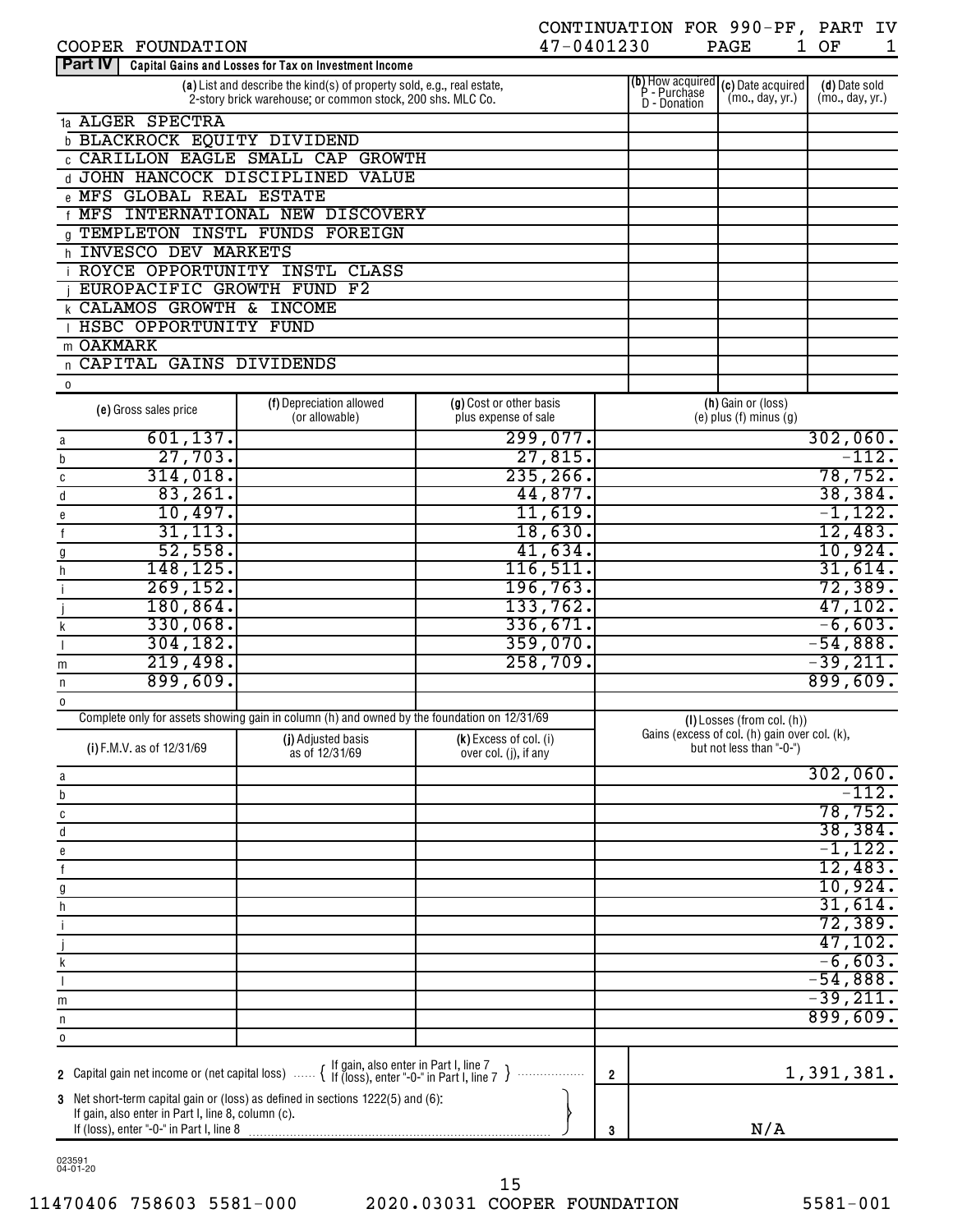COOPER FOUNDATION 47-0401230

CONTINUATION FOR 990-PF, PART IV

**Part IV** Capital Gains and Losses for Tax on Investment Income

| | (a) List and describe the kind(s) of property sold, e.g., real estate, 2-story brick warehouse; or common stock, 200 shs. MLC Co. | (b) How acquired P - Purchase D - Donation | (c) Date acquired (mo., day, yr.) | (d) Date sold (mo., day, yr.) |
|---|---|---|---|---|
| 1a | ALGER SPECTRA | | | |
| b | BLACKROCK EQUITY DIVIDEND | | | |
| c | CARILLON EAGLE SMALL CAP GROWTH | | | |
| d | JOHN HANCOCK DISCIPLINED VALUE | | | |
| e | MFS GLOBAL REAL ESTATE | | | |
| f | MFS INTERNATIONAL NEW DISCOVERY | | | |
| g | TEMPLETON INSTL FUNDS FOREIGN | | | |
| h | INVESCO DEV MARKETS | | | |
| i | ROYCE OPPORTUNITY INSTL CLASS | | | |
| j | EUROPACIFIC GROWTH FUND F2 | | | |
| k | CALAMOS GROWTH & INCOME | | | |
| l | HSBC OPPORTUNITY FUND | | | |
| m | OAKMARK | | | |
| n | CAPITAL GAINS DIVIDENDS | | | |
| o | | | | |

| | (e) Gross sales price | (f) Depreciation allowed (or allowable) | (g) Cost or other basis plus expense of sale | (h) Gain or (loss) (e) plus (f) minus (g) |
|---|---|---|---|---|
| a | 601,137. | | 299,077. | 302,060. |
| b | 27,703. | | 27,815. | -112. |
| c | 314,018. | | 235,266. | 78,752. |
| d | 83,261. | | 44,877. | 38,384. |
| e | 10,497. | | 11,619. | -1,122. |
| f | 31,113. | | 18,630. | 12,483. |
| g | 52,558. | | 41,634. | 10,924. |
| h | 148,125. | | 116,511. | 31,614. |
| i | 269,152. | | 196,763. | 72,389. |
| j | 180,864. | | 133,762. | 47,102. |
| k | 330,068. | | 336,671. | -6,603. |
| l | 304,182. | | 359,070. | -54,888. |
| m | 219,498. | | 258,709. | -39,211. |
| n | 899,609. | | | 899,609. |
| o | | | | |

Complete only for assets showing gain in column (h) and owned by the foundation on 12/31/69

| | (i) F.M.V. as of 12/31/69 | (j) Adjusted basis as of 12/31/69 | (k) Excess of col. (i) over col. (j), if any | (l) Losses (from col. (h)) Gains (excess of col. (h) gain over col. (k), but not less than "-0-") |
|---|---|---|---|---|
| a | | | | 302,060. |
| b | | | | -112. |
| c | | | | 78,752. |
| d | | | | 38,384. |
| e | | | | -1,122. |
| f | | | | 12,483. |
| g | | | | 10,924. |
| h | | | | 31,614. |
| i | | | | 72,389. |
| j | | | | 47,102. |
| k | | | | -6,603. |
| l | | | | -54,888. |
| m | | | | -39,211. |
| n | | | | 899,609. |
| o | | | | |

2 Capital gain net income or (net capital loss) { If gain, also enter in Part I, line 7; If (loss), enter "-0-" in Part I, line 7 } ..... **2** 1,391,381.

3 Net short-term capital gain or (loss) as defined in sections 1222(5) and (6): If gain, also enter in Part I, line 8, column (c). If (loss), enter "-0-" in Part I, line 8 ..... **3** N/A

023591 04-01-20

11470406 758603 5581-000 2020.03031 COOPER FOUNDATION 5581-001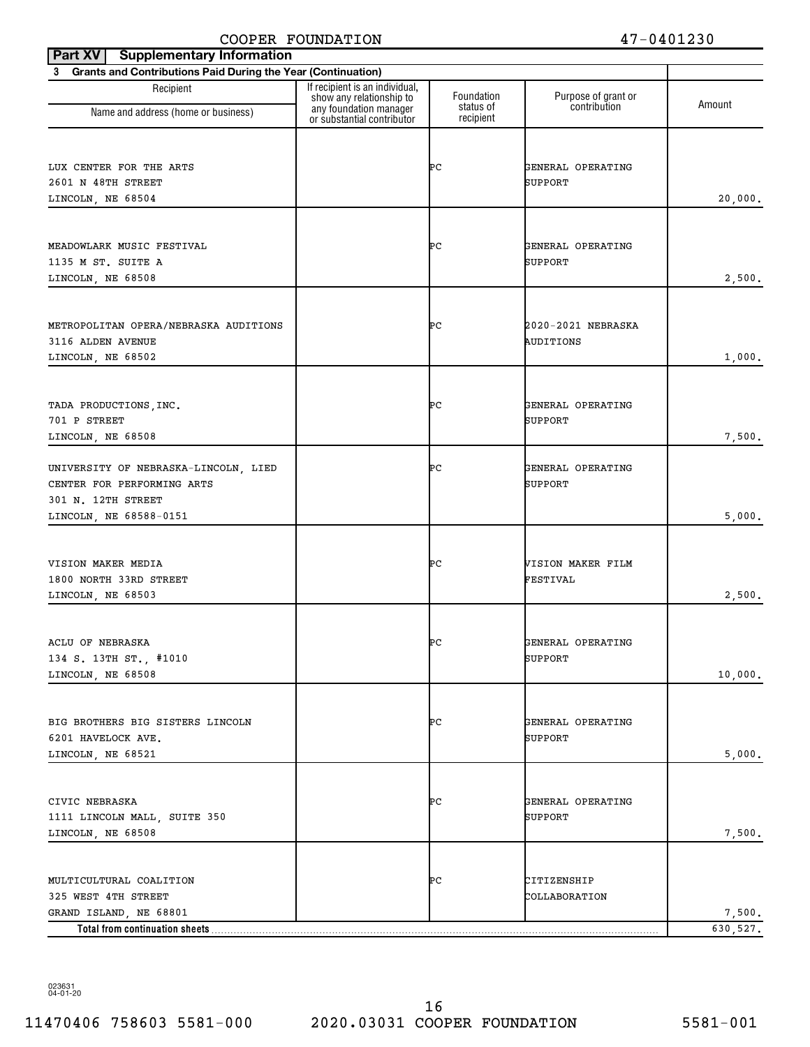COOPER FOUNDATION 47-0401230

**Part XV Supplementary Information**

**3 Grants and Contributions Paid During the Year (Continuation)**

| Recipient Name and address (home or business) | If recipient is an individual, show any relationship to any foundation manager or substantial contributor | Foundation status of recipient | Purpose of grant or contribution | Amount |
|---|---|---|---|---|
| LUX CENTER FOR THE ARTS<br>2601 N 48TH STREET<br>LINCOLN, NE 68504 | | PC | GENERAL OPERATING SUPPORT | 20,000. |
| MEADOWLARK MUSIC FESTIVAL<br>1135 M ST. SUITE A<br>LINCOLN, NE 68508 | | PC | GENERAL OPERATING SUPPORT | 2,500. |
| METROPOLITAN OPERA/NEBRASKA AUDITIONS<br>3116 ALDEN AVENUE<br>LINCOLN, NE 68502 | | PC | 2020-2021 NEBRASKA AUDITIONS | 1,000. |
| TADA PRODUCTIONS,INC.<br>701 P STREET<br>LINCOLN, NE 68508 | | PC | GENERAL OPERATING SUPPORT | 7,500. |
| UNIVERSITY OF NEBRASKA-LINCOLN, LIED CENTER FOR PERFORMING ARTS<br>301 N. 12TH STREET<br>LINCOLN, NE 68588-0151 | | PC | GENERAL OPERATING SUPPORT | 5,000. |
| VISION MAKER MEDIA<br>1800 NORTH 33RD STREET<br>LINCOLN, NE 68503 | | PC | VISION MAKER FILM FESTIVAL | 2,500. |
| ACLU OF NEBRASKA<br>134 S. 13TH ST., #1010<br>LINCOLN, NE 68508 | | PC | GENERAL OPERATING SUPPORT | 10,000. |
| BIG BROTHERS BIG SISTERS LINCOLN<br>6201 HAVELOCK AVE.<br>LINCOLN, NE 68521 | | PC | GENERAL OPERATING SUPPORT | 5,000. |
| CIVIC NEBRASKA<br>1111 LINCOLN MALL, SUITE 350<br>LINCOLN, NE 68508 | | PC | GENERAL OPERATING SUPPORT | 7,500. |
| MULTICULTURAL COALITION<br>325 WEST 4TH STREET<br>GRAND ISLAND, NE 68801 | | PC | CITIZENSHIP COLLABORATION | 7,500. |
| **Total from continuation sheets** | | | | 630,527. |

023631 04-01-20

11470406 758603 5581-000 2020.03031 COOPER FOUNDATION 5581-001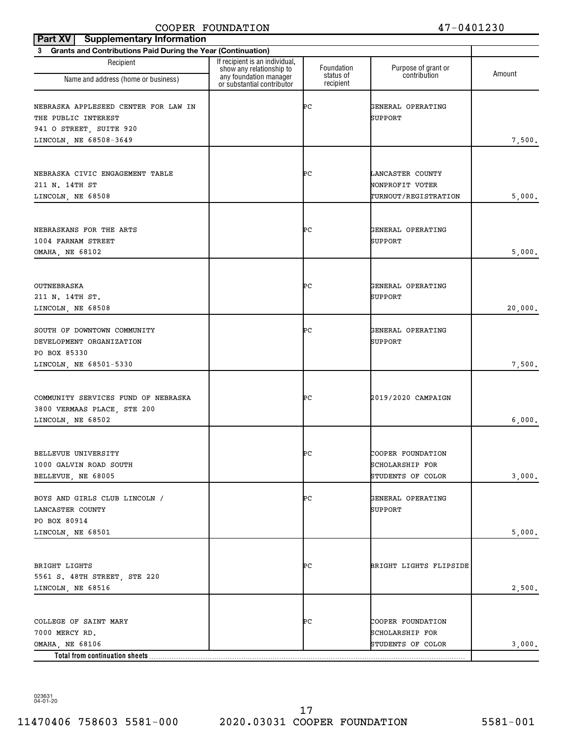COOPER FOUNDATION 47-0401230

**Part XV Supplementary Information**

**3 Grants and Contributions Paid During the Year (Continuation)**

| Recipient<br>Name and address (home or business) | If recipient is an individual, show any relationship to any foundation manager or substantial contributor | Foundation status of recipient | Purpose of grant or contribution | Amount |
|---|---|---|---|---|
| NEBRASKA APPLESEED CENTER FOR LAW IN THE PUBLIC INTEREST<br>941 O STREET, SUITE 920<br>LINCOLN, NE 68508-3649 | | PC | GENERAL OPERATING SUPPORT | 7,500. |
| NEBRASKA CIVIC ENGAGEMENT TABLE<br>211 N. 14TH ST<br>LINCOLN, NE 68508 | | PC | LANCASTER COUNTY NONPROFIT VOTER TURNOUT/REGISTRATION | 5,000. |
| NEBRASKANS FOR THE ARTS<br>1004 FARNAM STREET<br>OMAHA, NE 68102 | | PC | GENERAL OPERATING SUPPORT | 5,000. |
| OUTNEBRASKA<br>211 N. 14TH ST.<br>LINCOLN, NE 68508 | | PC | GENERAL OPERATING SUPPORT | 20,000. |
| SOUTH OF DOWNTOWN COMMUNITY DEVELOPMENT ORGANIZATION<br>PO BOX 85330<br>LINCOLN, NE 68501-5330 | | PC | GENERAL OPERATING SUPPORT | 7,500. |
| COMMUNITY SERVICES FUND OF NEBRASKA<br>3800 VERMAAS PLACE, STE 200<br>LINCOLN, NE 68502 | | PC | 2019/2020 CAMPAIGN | 6,000. |
| BELLEVUE UNIVERSITY<br>1000 GALVIN ROAD SOUTH<br>BELLEVUE, NE 68005 | | PC | COOPER FOUNDATION SCHOLARSHIP FOR STUDENTS OF COLOR | 3,000. |
| BOYS AND GIRLS CLUB LINCOLN / LANCASTER COUNTY<br>PO BOX 80914<br>LINCOLN, NE 68501 | | PC | GENERAL OPERATING SUPPORT | 5,000. |
| BRIGHT LIGHTS<br>5561 S. 48TH STREET, STE 220<br>LINCOLN, NE 68516 | | PC | BRIGHT LIGHTS FLIPSIDE | 2,500. |
| COLLEGE OF SAINT MARY<br>7000 MERCY RD.<br>OMAHA, NE 68106 | | PC | COOPER FOUNDATION SCHOLARSHIP FOR STUDENTS OF COLOR | 3,000. |
| **Total from continuation sheets** | | | | |

023631 04-01-20

11470406 758603 5581-000 2020.03031 COOPER FOUNDATION 5581-001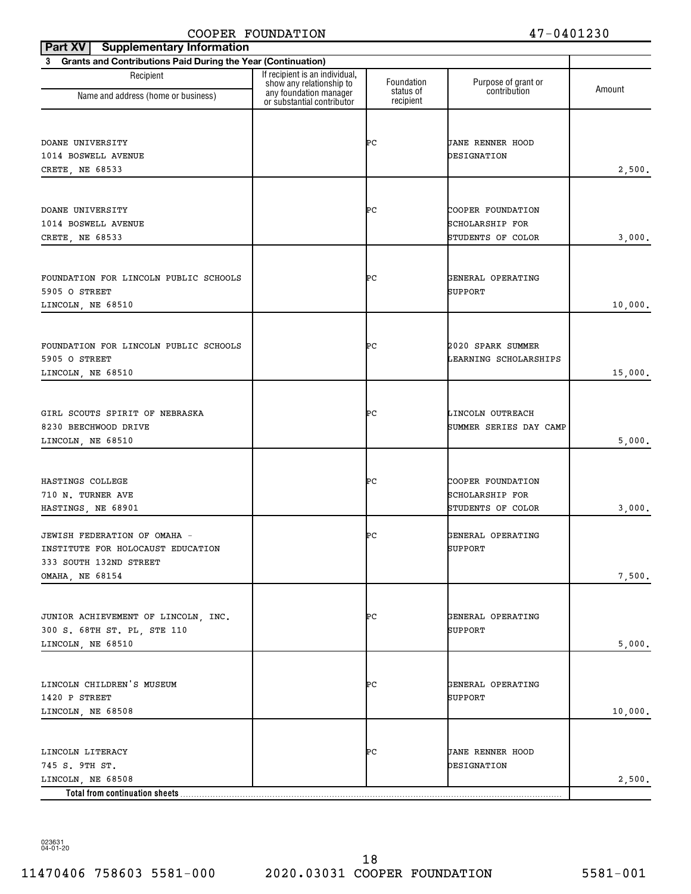COOPER FOUNDATION 47-0401230

**Part XV | Supplementary Information**

**3 Grants and Contributions Paid During the Year (Continuation)**

| Recipient Name and address (home or business) | If recipient is an individual, show any relationship to any foundation manager or substantial contributor | Foundation status of recipient | Purpose of grant or contribution | Amount |
|---|---|---|---|---|
| DOANE UNIVERSITY<br>1014 BOSWELL AVENUE<br>CRETE, NE 68533 | | PC | JANE RENNER HOOD DESIGNATION | 2,500. |
| DOANE UNIVERSITY<br>1014 BOSWELL AVENUE<br>CRETE, NE 68533 | | PC | COOPER FOUNDATION SCHOLARSHIP FOR STUDENTS OF COLOR | 3,000. |
| FOUNDATION FOR LINCOLN PUBLIC SCHOOLS<br>5905 O STREET<br>LINCOLN, NE 68510 | | PC | GENERAL OPERATING SUPPORT | 10,000. |
| FOUNDATION FOR LINCOLN PUBLIC SCHOOLS<br>5905 O STREET<br>LINCOLN, NE 68510 | | PC | 2020 SPARK SUMMER LEARNING SCHOLARSHIPS | 15,000. |
| GIRL SCOUTS SPIRIT OF NEBRASKA<br>8230 BEECHWOOD DRIVE<br>LINCOLN, NE 68510 | | PC | LINCOLN OUTREACH SUMMER SERIES DAY CAMP | 5,000. |
| HASTINGS COLLEGE<br>710 N. TURNER AVE<br>HASTINGS, NE 68901 | | PC | COOPER FOUNDATION SCHOLARSHIP FOR STUDENTS OF COLOR | 3,000. |
| JEWISH FEDERATION OF OMAHA - INSTITUTE FOR HOLOCAUST EDUCATION<br>333 SOUTH 132ND STREET<br>OMAHA, NE 68154 | | PC | GENERAL OPERATING SUPPORT | 7,500. |
| JUNIOR ACHIEVEMENT OF LINCOLN, INC.<br>300 S. 68TH ST. PL, STE 110<br>LINCOLN, NE 68510 | | PC | GENERAL OPERATING SUPPORT | 5,000. |
| LINCOLN CHILDREN'S MUSEUM<br>1420 P STREET<br>LINCOLN, NE 68508 | | PC | GENERAL OPERATING SUPPORT | 10,000. |
| LINCOLN LITERACY<br>745 S. 9TH ST.<br>LINCOLN, NE 68508 | | PC | JANE RENNER HOOD DESIGNATION | 2,500. |
| **Total from continuation sheets** | | | | |

023631 04-01-20

11470406 758603 5581-000 2020.03031 COOPER FOUNDATION 5581-001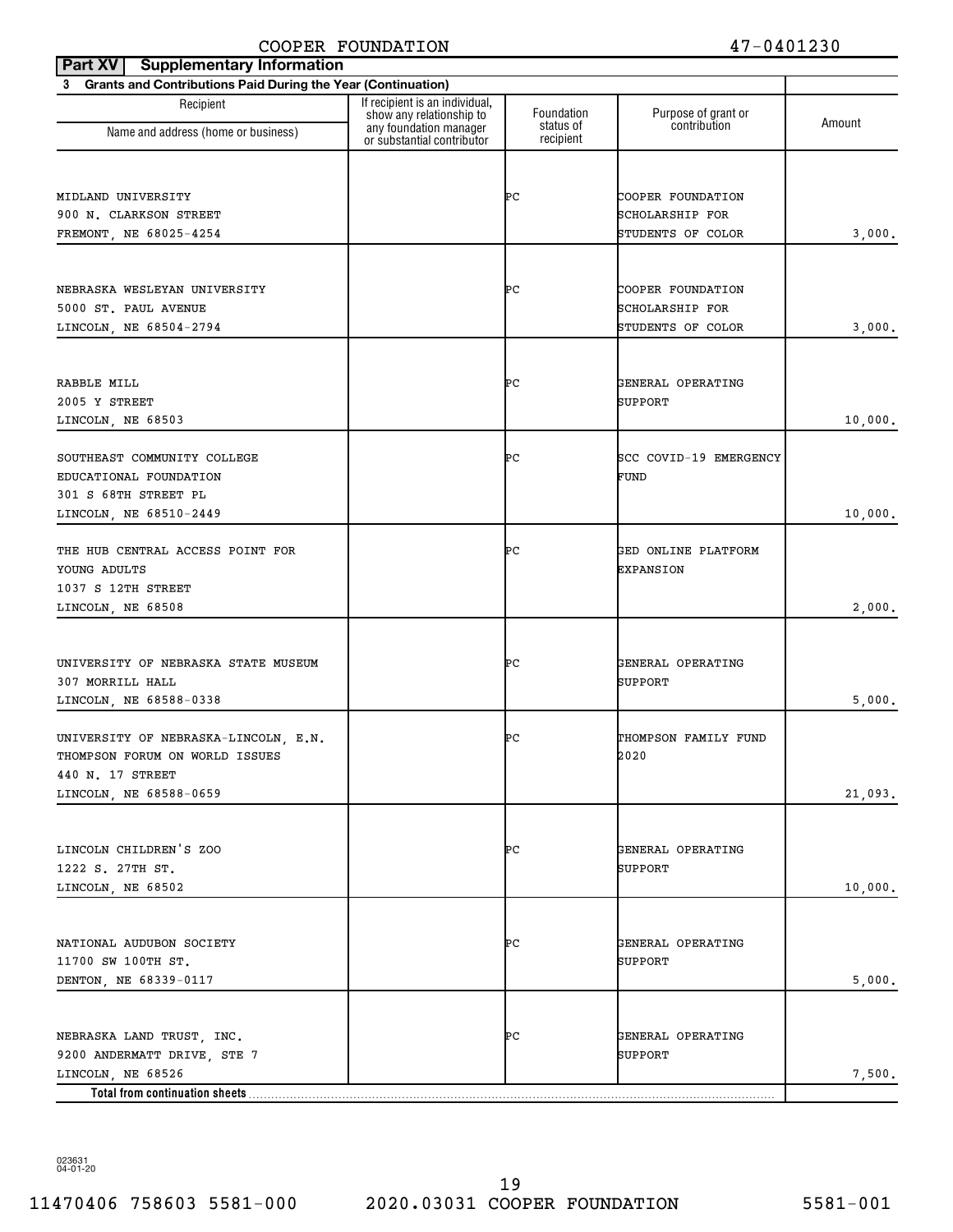COOPER FOUNDATION 47-0401230

**Part XV | Supplementary Information**

**3 Grants and Contributions Paid During the Year (Continuation)**

| Recipient Name and address (home or business) | If recipient is an individual, show any relationship to any foundation manager or substantial contributor | Foundation status of recipient | Purpose of grant or contribution | Amount |
|---|---|---|---|---|
| MIDLAND UNIVERSITY 900 N. CLARKSON STREET FREMONT, NE 68025-4254 | | PC | COOPER FOUNDATION SCHOLARSHIP FOR STUDENTS OF COLOR | 3,000. |
| NEBRASKA WESLEYAN UNIVERSITY 5000 ST. PAUL AVENUE LINCOLN, NE 68504-2794 | | PC | COOPER FOUNDATION SCHOLARSHIP FOR STUDENTS OF COLOR | 3,000. |
| RABBLE MILL 2005 Y STREET LINCOLN, NE 68503 | | PC | GENERAL OPERATING SUPPORT | 10,000. |
| SOUTHEAST COMMUNITY COLLEGE EDUCATIONAL FOUNDATION 301 S 68TH STREET PL LINCOLN, NE 68510-2449 | | PC | SCC COVID-19 EMERGENCY FUND | 10,000. |
| THE HUB CENTRAL ACCESS POINT FOR YOUNG ADULTS 1037 S 12TH STREET LINCOLN, NE 68508 | | PC | GED ONLINE PLATFORM EXPANSION | 2,000. |
| UNIVERSITY OF NEBRASKA STATE MUSEUM 307 MORRILL HALL LINCOLN, NE 68588-0338 | | PC | GENERAL OPERATING SUPPORT | 5,000. |
| UNIVERSITY OF NEBRASKA-LINCOLN, E.N. THOMPSON FORUM ON WORLD ISSUES 440 N. 17 STREET LINCOLN, NE 68588-0659 | | PC | THOMPSON FAMILY FUND 2020 | 21,093. |
| LINCOLN CHILDREN'S ZOO 1222 S. 27TH ST. LINCOLN, NE 68502 | | PC | GENERAL OPERATING SUPPORT | 10,000. |
| NATIONAL AUDUBON SOCIETY 11700 SW 100TH ST. DENTON, NE 68339-0117 | | PC | GENERAL OPERATING SUPPORT | 5,000. |
| NEBRASKA LAND TRUST, INC. 9200 ANDERMATT DRIVE, STE 7 LINCOLN, NE 68526 | | PC | GENERAL OPERATING SUPPORT | 7,500. |
| **Total from continuation sheets** | | | | |

023631 04-01-20

11470406 758603 5581-000 2020.03031 COOPER FOUNDATION 5581-001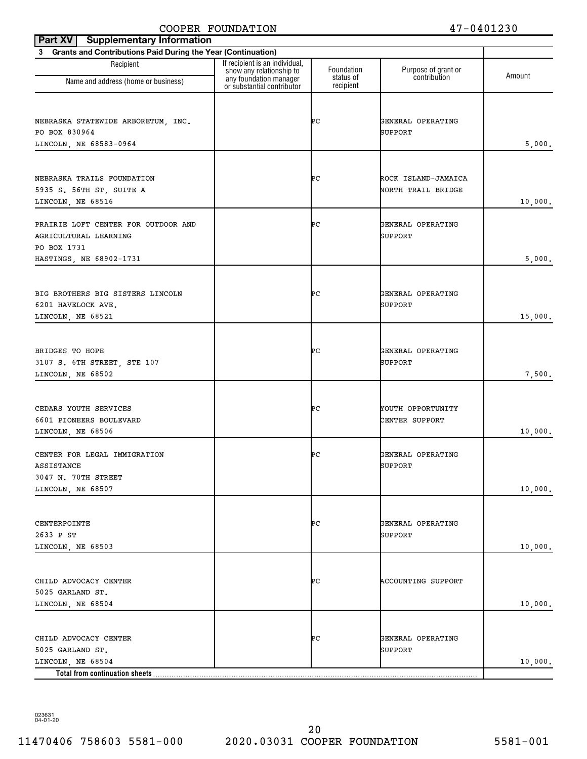## Part XV Supplementary Information

### 3 Grants and Contributions Paid During the Year (Continuation)

| Recipient Name and address (home or business) | If recipient is an individual, show any relationship to any foundation manager or substantial contributor | Foundation status of recipient | Purpose of grant or contribution | Amount |
|---|---|---|---|---|
| NEBRASKA STATEWIDE ARBORETUM, INC.<br>PO BOX 830964<br>LINCOLN, NE 68583-0964 | | PC | GENERAL OPERATING SUPPORT | 5,000. |
| NEBRASKA TRAILS FOUNDATION<br>5935 S. 56TH ST, SUITE A<br>LINCOLN, NE 68516 | | PC | ROCK ISLAND-JAMAICA NORTH TRAIL BRIDGE | 10,000. |
| PRAIRIE LOFT CENTER FOR OUTDOOR AND AGRICULTURAL LEARNING<br>PO BOX 1731<br>HASTINGS, NE 68902-1731 | | PC | GENERAL OPERATING SUPPORT | 5,000. |
| BIG BROTHERS BIG SISTERS LINCOLN<br>6201 HAVELOCK AVE.<br>LINCOLN, NE 68521 | | PC | GENERAL OPERATING SUPPORT | 15,000. |
| BRIDGES TO HOPE<br>3107 S. 6TH STREET, STE 107<br>LINCOLN, NE 68502 | | PC | GENERAL OPERATING SUPPORT | 7,500. |
| CEDARS YOUTH SERVICES<br>6601 PIONEERS BOULEVARD<br>LINCOLN, NE 68506 | | PC | YOUTH OPPORTUNITY CENTER SUPPORT | 10,000. |
| CENTER FOR LEGAL IMMIGRATION ASSISTANCE<br>3047 N. 70TH STREET<br>LINCOLN, NE 68507 | | PC | GENERAL OPERATING SUPPORT | 10,000. |
| CENTERPOINTE<br>2633 P ST<br>LINCOLN, NE 68503 | | PC | GENERAL OPERATING SUPPORT | 10,000. |
| CHILD ADVOCACY CENTER<br>5025 GARLAND ST.<br>LINCOLN, NE 68504 | | PC | ACCOUNTING SUPPORT | 10,000. |
| CHILD ADVOCACY CENTER<br>5025 GARLAND ST.<br>LINCOLN, NE 68504 | | PC | GENERAL OPERATING SUPPORT | 10,000. |
| **Total from continuation sheets** | | | | |

023631 04-01-20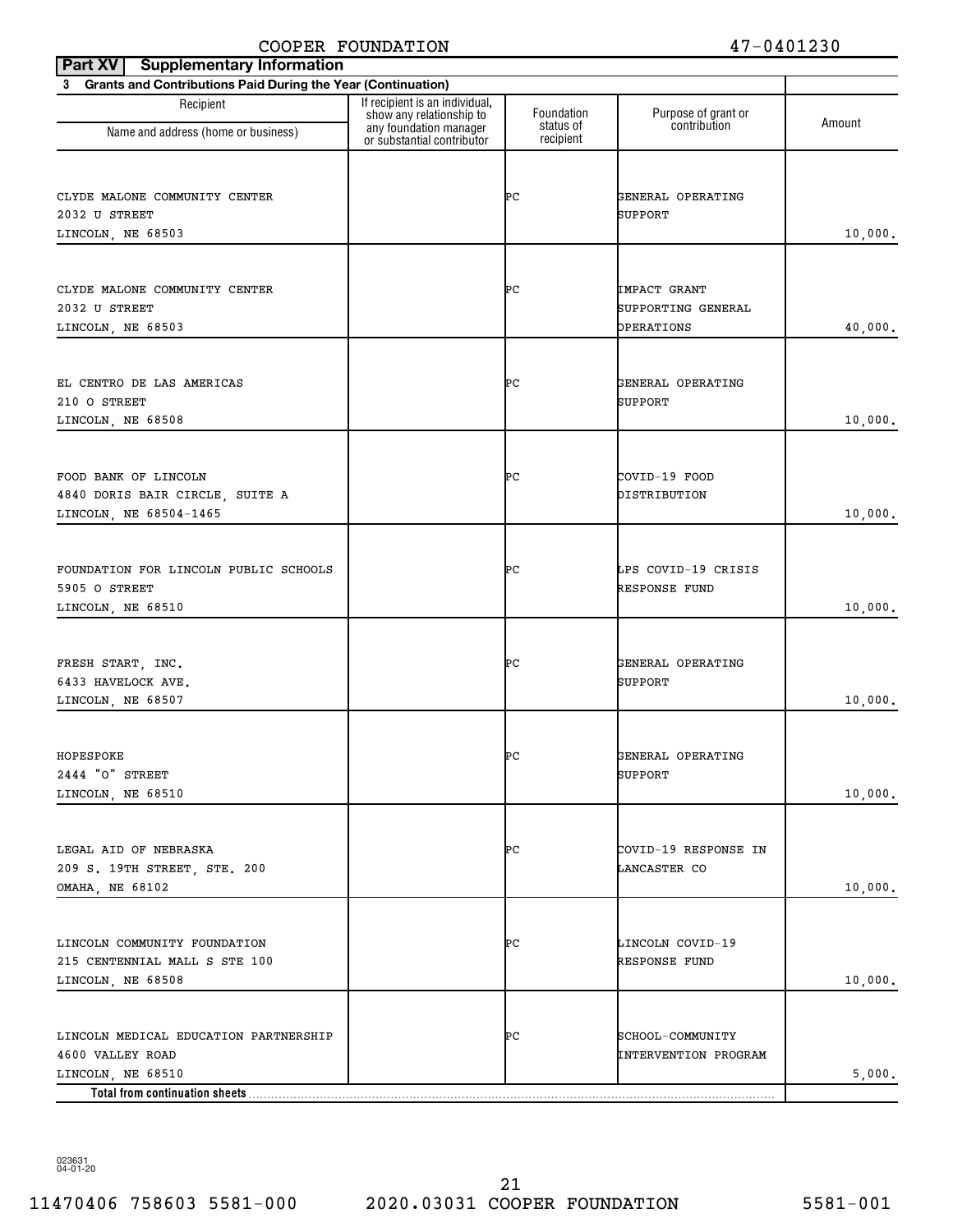COOPER FOUNDATION 47-0401230

**Part XV | Supplementary Information**

**3 Grants and Contributions Paid During the Year (Continuation)**

| Recipient<br>Name and address (home or business) | If recipient is an individual, show any relationship to any foundation manager or substantial contributor | Foundation status of recipient | Purpose of grant or contribution | Amount |
|---|---|---|---|---|
| CLYDE MALONE COMMUNITY CENTER<br>2032 U STREET<br>LINCOLN, NE 68503 | | PC | GENERAL OPERATING SUPPORT | 10,000. |
| CLYDE MALONE COMMUNITY CENTER<br>2032 U STREET<br>LINCOLN, NE 68503 | | PC | IMPACT GRANT SUPPORTING GENERAL OPERATIONS | 40,000. |
| EL CENTRO DE LAS AMERICAS<br>210 O STREET<br>LINCOLN, NE 68508 | | PC | GENERAL OPERATING SUPPORT | 10,000. |
| FOOD BANK OF LINCOLN<br>4840 DORIS BAIR CIRCLE, SUITE A<br>LINCOLN, NE 68504-1465 | | PC | COVID-19 FOOD DISTRIBUTION | 10,000. |
| FOUNDATION FOR LINCOLN PUBLIC SCHOOLS<br>5905 O STREET<br>LINCOLN, NE 68510 | | PC | LPS COVID-19 CRISIS RESPONSE FUND | 10,000. |
| FRESH START, INC.<br>6433 HAVELOCK AVE.<br>LINCOLN, NE 68507 | | PC | GENERAL OPERATING SUPPORT | 10,000. |
| HOPESPOKE<br>2444 "O" STREET<br>LINCOLN, NE 68510 | | PC | GENERAL OPERATING SUPPORT | 10,000. |
| LEGAL AID OF NEBRASKA<br>209 S. 19TH STREET, STE. 200<br>OMAHA, NE 68102 | | PC | COVID-19 RESPONSE IN LANCASTER CO | 10,000. |
| LINCOLN COMMUNITY FOUNDATION<br>215 CENTENNIAL MALL S STE 100<br>LINCOLN, NE 68508 | | PC | LINCOLN COVID-19 RESPONSE FUND | 10,000. |
| LINCOLN MEDICAL EDUCATION PARTNERSHIP<br>4600 VALLEY ROAD<br>LINCOLN, NE 68510 | | PC | SCHOOL-COMMUNITY INTERVENTION PROGRAM | 5,000. |
| **Total from continuation sheets** | | | | |

023631 04-01-20

11470406 758603 5581-000 2020.03031 COOPER FOUNDATION 5581-001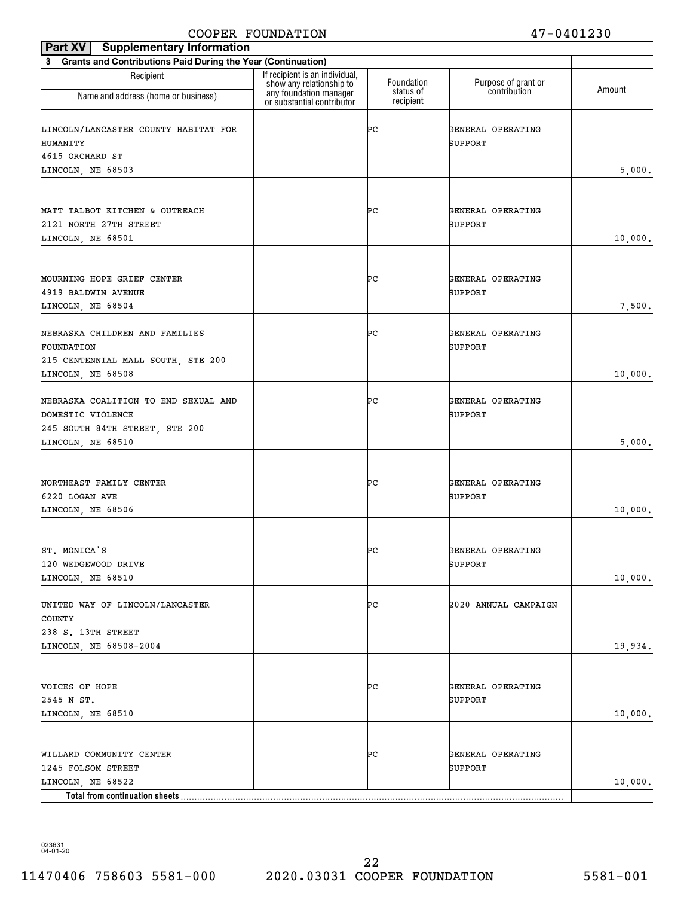COOPER FOUNDATION 47-0401230

**Part XV Supplementary Information**

**3 Grants and Contributions Paid During the Year (Continuation)**

| Recipient Name and address (home or business) | If recipient is an individual, show any relationship to any foundation manager or substantial contributor | Foundation status of recipient | Purpose of grant or contribution | Amount |
|---|---|---|---|---|
| LINCOLN/LANCASTER COUNTY HABITAT FOR HUMANITY 4615 ORCHARD ST LINCOLN, NE 68503 | | PC | GENERAL OPERATING SUPPORT | 5,000. |
| MATT TALBOT KITCHEN & OUTREACH 2121 NORTH 27TH STREET LINCOLN, NE 68501 | | PC | GENERAL OPERATING SUPPORT | 10,000. |
| MOURNING HOPE GRIEF CENTER 4919 BALDWIN AVENUE LINCOLN, NE 68504 | | PC | GENERAL OPERATING SUPPORT | 7,500. |
| NEBRASKA CHILDREN AND FAMILIES FOUNDATION 215 CENTENNIAL MALL SOUTH, STE 200 LINCOLN, NE 68508 | | PC | GENERAL OPERATING SUPPORT | 10,000. |
| NEBRASKA COALITION TO END SEXUAL AND DOMESTIC VIOLENCE 245 SOUTH 84TH STREET, STE 200 LINCOLN, NE 68510 | | PC | GENERAL OPERATING SUPPORT | 5,000. |
| NORTHEAST FAMILY CENTER 6220 LOGAN AVE LINCOLN, NE 68506 | | PC | GENERAL OPERATING SUPPORT | 10,000. |
| ST. MONICA'S 120 WEDGEWOOD DRIVE LINCOLN, NE 68510 | | PC | GENERAL OPERATING SUPPORT | 10,000. |
| UNITED WAY OF LINCOLN/LANCASTER COUNTY 238 S. 13TH STREET LINCOLN, NE 68508-2004 | | PC | 2020 ANNUAL CAMPAIGN | 19,934. |
| VOICES OF HOPE 2545 N ST. LINCOLN, NE 68510 | | PC | GENERAL OPERATING SUPPORT | 10,000. |
| WILLARD COMMUNITY CENTER 1245 FOLSOM STREET LINCOLN, NE 68522 | | PC | GENERAL OPERATING SUPPORT | 10,000. |
| **Total from continuation sheets** | | | | |

023631 04-01-20

11470406 758603 5581-000 2020.03031 COOPER FOUNDATION 5581-001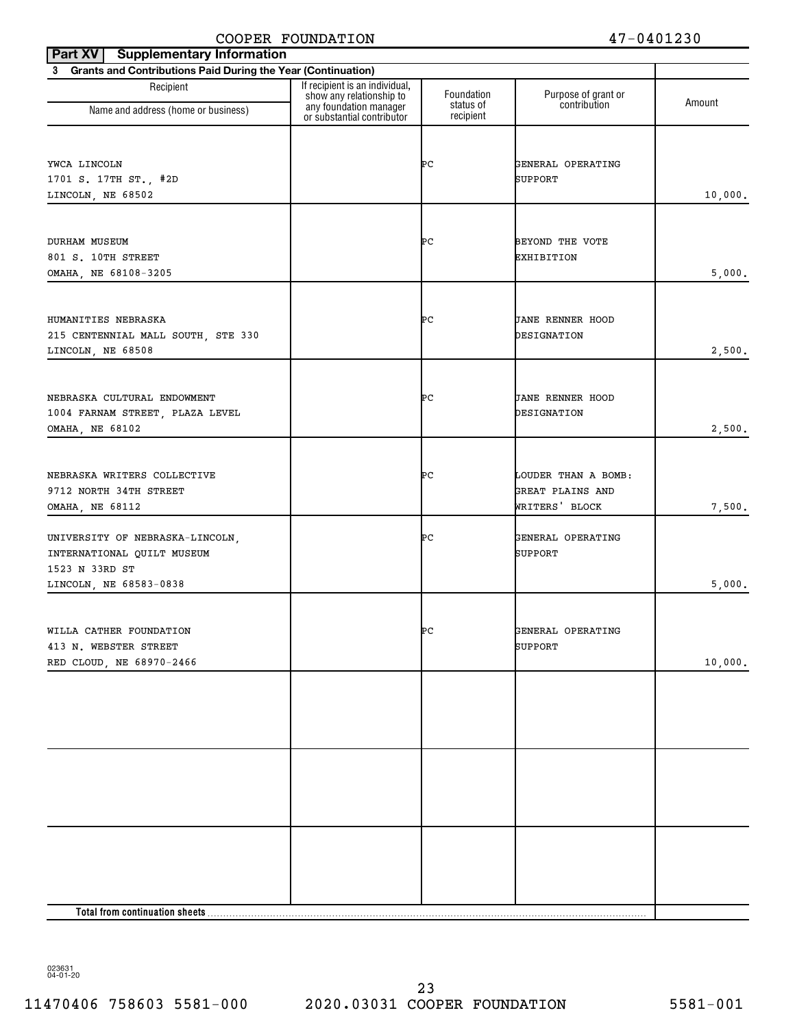COOPER FOUNDATION 47-0401230

**Part XV Supplementary Information**

**3 Grants and Contributions Paid During the Year (Continuation)**

| Recipient Name and address (home or business) | If recipient is an individual, show any relationship to any foundation manager or substantial contributor | Foundation status of recipient | Purpose of grant or contribution | Amount |
|---|---|---|---|---|
| YWCA LINCOLN<br>1701 S. 17TH ST., #2D<br>LINCOLN, NE 68502 | | PC | GENERAL OPERATING SUPPORT | 10,000. |
| DURHAM MUSEUM<br>801 S. 10TH STREET<br>OMAHA, NE 68108-3205 | | PC | BEYOND THE VOTE EXHIBITION | 5,000. |
| HUMANITIES NEBRASKA<br>215 CENTENNIAL MALL SOUTH, STE 330<br>LINCOLN, NE 68508 | | PC | JANE RENNER HOOD DESIGNATION | 2,500. |
| NEBRASKA CULTURAL ENDOWMENT<br>1004 FARNAM STREET, PLAZA LEVEL<br>OMAHA, NE 68102 | | PC | JANE RENNER HOOD DESIGNATION | 2,500. |
| NEBRASKA WRITERS COLLECTIVE<br>9712 NORTH 34TH STREET<br>OMAHA, NE 68112 | | PC | LOUDER THAN A BOMB: GREAT PLAINS AND WRITERS' BLOCK | 7,500. |
| UNIVERSITY OF NEBRASKA-LINCOLN, INTERNATIONAL QUILT MUSEUM<br>1523 N 33RD ST<br>LINCOLN, NE 68583-0838 | | PC | GENERAL OPERATING SUPPORT | 5,000. |
| WILLA CATHER FOUNDATION<br>413 N. WEBSTER STREET<br>RED CLOUD, NE 68970-2466 | | PC | GENERAL OPERATING SUPPORT | 10,000. |
| **Total from continuation sheets** | | | | |

023631 04-01-20

11470406 758603 5581-000 2020.03031 COOPER FOUNDATION 5581-001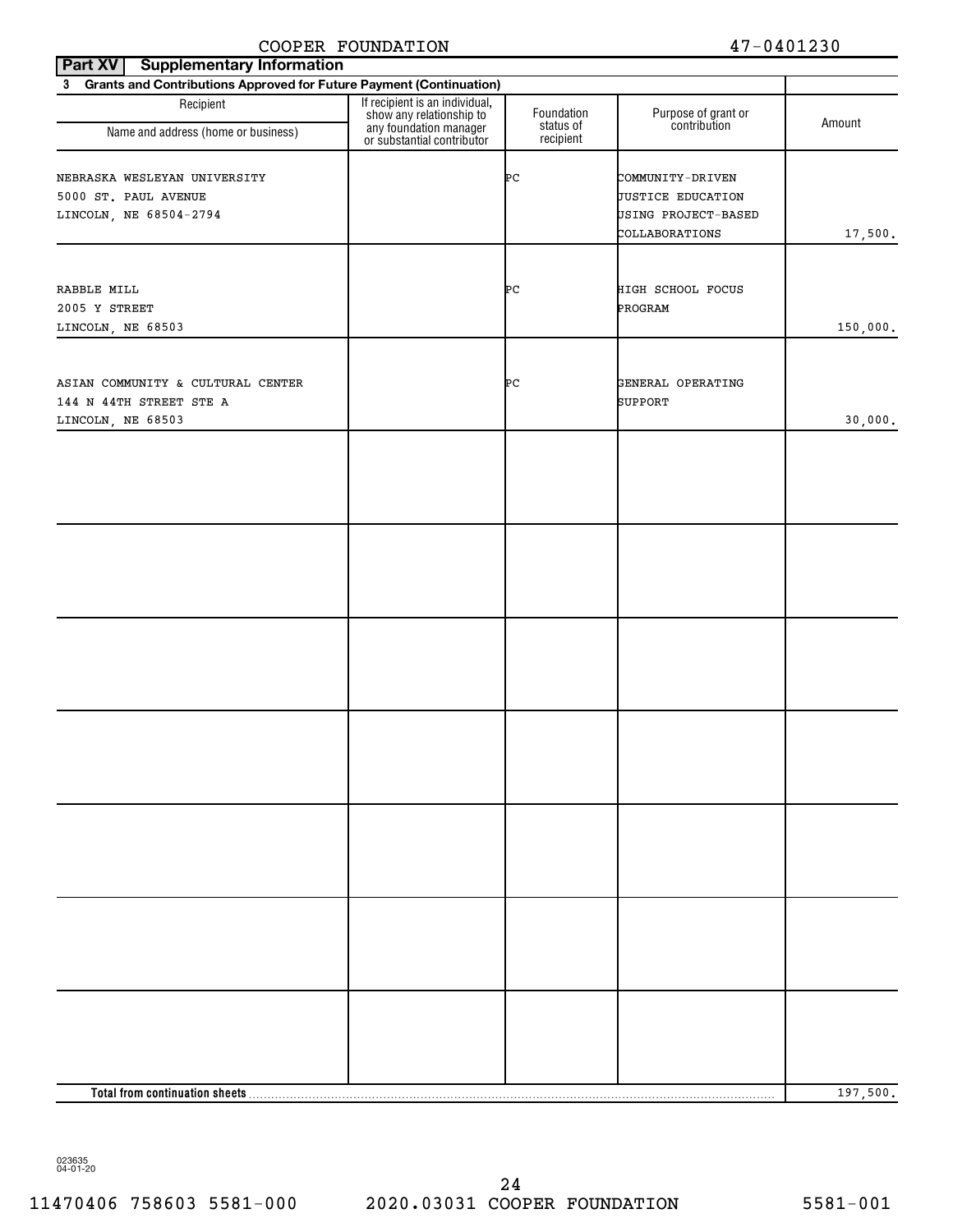COOPER FOUNDATION 47-0401230

**Part XV Supplementary Information**

**3 Grants and Contributions Approved for Future Payment (Continuation)**

| Recipient<br>Name and address (home or business) | If recipient is an individual, show any relationship to any foundation manager or substantial contributor | Foundation status of recipient | Purpose of grant or contribution | Amount |
|---|---|---|---|---|
| NEBRASKA WESLEYAN UNIVERSITY<br>5000 ST. PAUL AVENUE<br>LINCOLN, NE 68504-2794 | | PC | COMMUNITY-DRIVEN JUSTICE EDUCATION USING PROJECT-BASED COLLABORATIONS | 17,500. |
| RABBLE MILL<br>2005 Y STREET<br>LINCOLN, NE 68503 | | PC | HIGH SCHOOL FOCUS PROGRAM | 150,000. |
| ASIAN COMMUNITY & CULTURAL CENTER<br>144 N 44TH STREET STE A<br>LINCOLN, NE 68503 | | PC | GENERAL OPERATING SUPPORT | 30,000. |
| **Total from continuation sheets** | | | | 197,500. |

023635 04-01-20

11470406 758603 5581-000 2020.03031 COOPER FOUNDATION 5581-001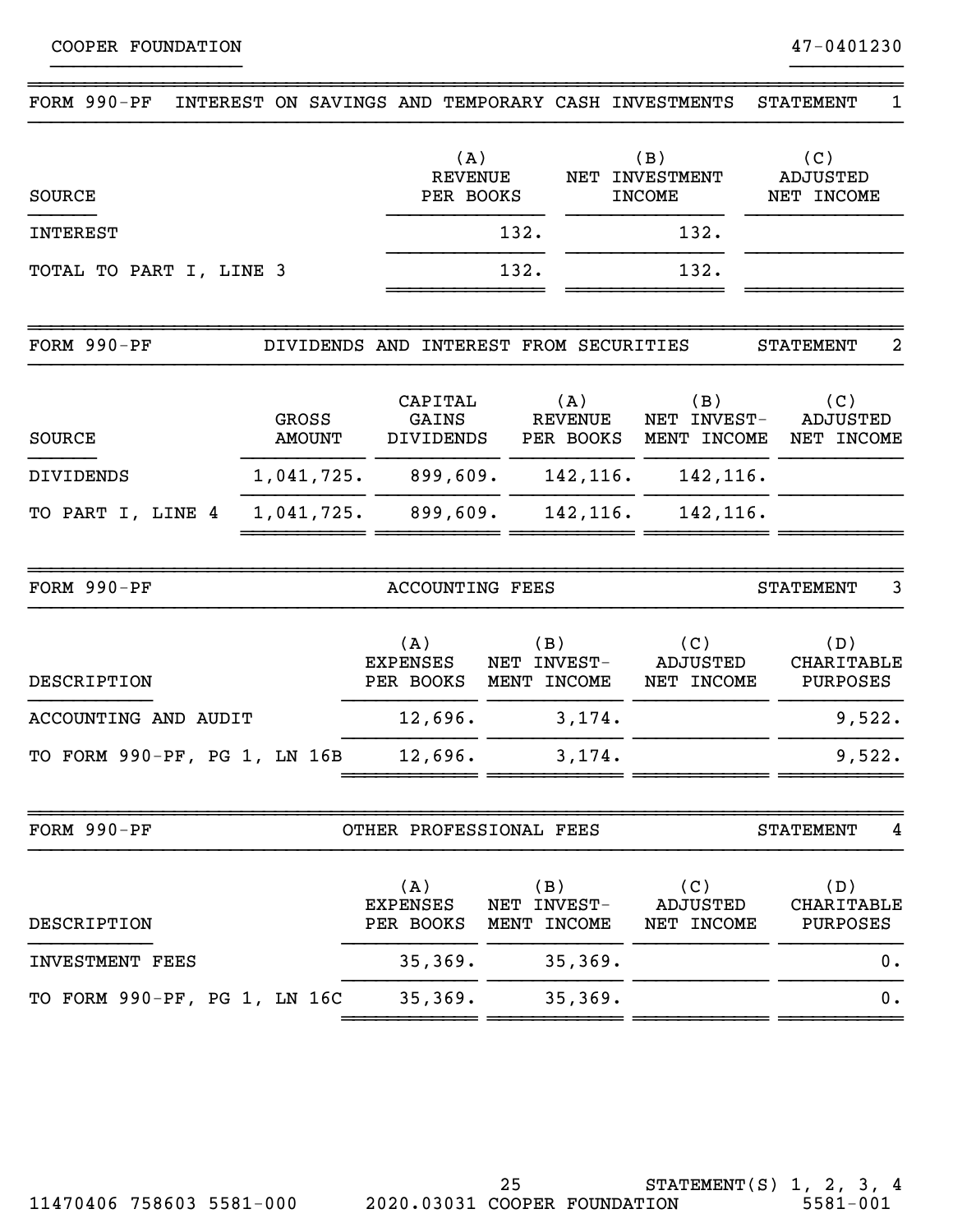COOPER FOUNDATION 47-0401230

## FORM 990-PF INTEREST ON SAVINGS AND TEMPORARY CASH INVESTMENTS STATEMENT 1

| SOURCE | (A) REVENUE PER BOOKS | (B) NET INVESTMENT INCOME | (C) ADJUSTED NET INCOME |
|---|---|---|---|
| INTEREST | 132. | 132. | |
| TOTAL TO PART I, LINE 3 | 132. | 132. | |

## FORM 990-PF DIVIDENDS AND INTEREST FROM SECURITIES STATEMENT 2

| SOURCE | GROSS AMOUNT | CAPITAL GAINS DIVIDENDS | (A) REVENUE PER BOOKS | (B) NET INVEST-MENT INCOME | (C) ADJUSTED NET INCOME |
|---|---|---|---|---|---|
| DIVIDENDS | 1,041,725. | 899,609. | 142,116. | 142,116. | |
| TO PART I, LINE 4 | 1,041,725. | 899,609. | 142,116. | 142,116. | |

## FORM 990-PF ACCOUNTING FEES STATEMENT 3

| DESCRIPTION | (A) EXPENSES PER BOOKS | (B) NET INVEST-MENT INCOME | (C) ADJUSTED NET INCOME | (D) CHARITABLE PURPOSES |
|---|---|---|---|---|
| ACCOUNTING AND AUDIT | 12,696. | 3,174. | | 9,522. |
| TO FORM 990-PF, PG 1, LN 16B | 12,696. | 3,174. | | 9,522. |

## FORM 990-PF OTHER PROFESSIONAL FEES STATEMENT 4

| DESCRIPTION | (A) EXPENSES PER BOOKS | (B) NET INVEST-MENT INCOME | (C) ADJUSTED NET INCOME | (D) CHARITABLE PURPOSES |
|---|---|---|---|---|
| INVESTMENT FEES | 35,369. | 35,369. | | 0. |
| TO FORM 990-PF, PG 1, LN 16C | 35,369. | 35,369. | | 0. |

STATEMENT(S) 1, 2, 3, 4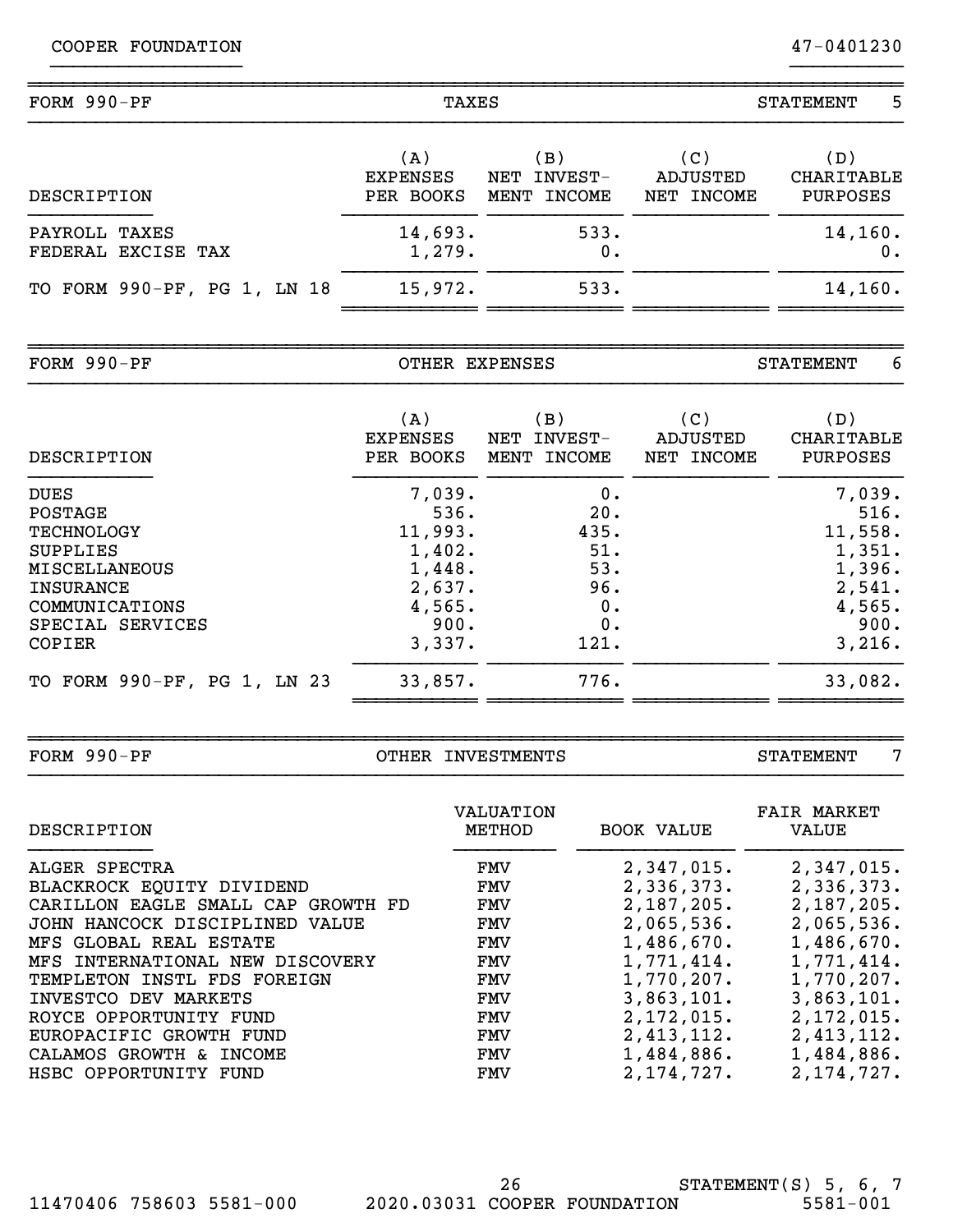COOPER FOUNDATION 47-0401230

| FORM 990-PF | TAXES | STATEMENT 5 |
|---|---|---|

| DESCRIPTION | (A) EXPENSES PER BOOKS | (B) NET INVEST- MENT INCOME | (C) ADJUSTED NET INCOME | (D) CHARITABLE PURPOSES |
|---|---|---|---|---|
| PAYROLL TAXES | 14,693. | 533. | | 14,160. |
| FEDERAL EXCISE TAX | 1,279. | 0. | | 0. |
| TO FORM 990-PF, PG 1, LN 18 | 15,972. | 533. | | 14,160. |

| FORM 990-PF | OTHER EXPENSES | STATEMENT 6 |
|---|---|---|

| DESCRIPTION | (A) EXPENSES PER BOOKS | (B) NET INVEST- MENT INCOME | (C) ADJUSTED NET INCOME | (D) CHARITABLE PURPOSES |
|---|---|---|---|---|
| DUES | 7,039. | 0. | | 7,039. |
| POSTAGE | 536. | 20. | | 516. |
| TECHNOLOGY | 11,993. | 435. | | 11,558. |
| SUPPLIES | 1,402. | 51. | | 1,351. |
| MISCELLANEOUS | 1,448. | 53. | | 1,396. |
| INSURANCE | 2,637. | 96. | | 2,541. |
| COMMUNICATIONS | 4,565. | 0. | | 4,565. |
| SPECIAL SERVICES | 900. | 0. | | 900. |
| COPIER | 3,337. | 121. | | 3,216. |
| TO FORM 990-PF, PG 1, LN 23 | 33,857. | 776. | | 33,082. |

| FORM 990-PF | OTHER INVESTMENTS | STATEMENT 7 |
|---|---|---|

| DESCRIPTION | VALUATION METHOD | BOOK VALUE | FAIR MARKET VALUE |
|---|---|---|---|
| ALGER SPECTRA | FMV | 2,347,015. | 2,347,015. |
| BLACKROCK EQUITY DIVIDEND | FMV | 2,336,373. | 2,336,373. |
| CARILLON EAGLE SMALL CAP GROWTH FD | FMV | 2,187,205. | 2,187,205. |
| JOHN HANCOCK DISCIPLINED VALUE | FMV | 2,065,536. | 2,065,536. |
| MFS GLOBAL REAL ESTATE | FMV | 1,486,670. | 1,486,670. |
| MFS INTERNATIONAL NEW DISCOVERY | FMV | 1,771,414. | 1,771,414. |
| TEMPLETON INSTL FDS FOREIGN | FMV | 1,770,207. | 1,770,207. |
| INVESTCO DEV MARKETS | FMV | 3,863,101. | 3,863,101. |
| ROYCE OPPORTUNITY FUND | FMV | 2,172,015. | 2,172,015. |
| EUROPACIFIC GROWTH FUND | FMV | 2,413,112. | 2,413,112. |
| CALAMOS GROWTH & INCOME | FMV | 1,484,886. | 1,484,886. |
| HSBC OPPORTUNITY FUND | FMV | 2,174,727. | 2,174,727. |

STATEMENT(S) 5, 6, 7

11470406 758603 5581-000 2020.03031 COOPER FOUNDATION 5581-001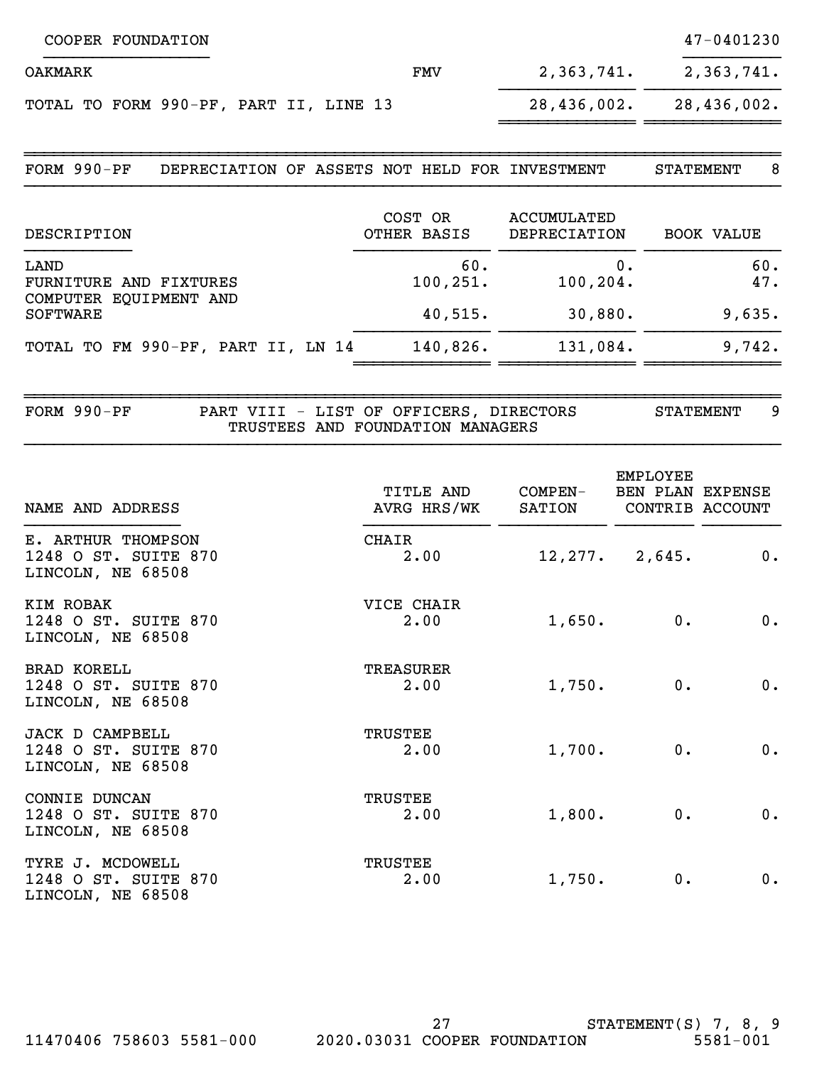COOPER FOUNDATION 47-0401230

| | | | |
|---|---|---|---|
| OAKMARK | FMV | 2,363,741. | 2,363,741. |
| TOTAL TO FORM 990-PF, PART II, LINE 13 | | 28,436,002. | 28,436,002. |

FORM 990-PF DEPRECIATION OF ASSETS NOT HELD FOR INVESTMENT STATEMENT 8

| DESCRIPTION | COST OR OTHER BASIS | ACCUMULATED DEPRECIATION | BOOK VALUE |
|---|---|---|---|
| LAND | 60. | 0. | 60. |
| FURNITURE AND FIXTURES | 100,251. | 100,204. | 47. |
| COMPUTER EQUIPMENT AND SOFTWARE | 40,515. | 30,880. | 9,635. |
| TOTAL TO FM 990-PF, PART II, LN 14 | 140,826. | 131,084. | 9,742. |

FORM 990-PF PART VIII - LIST OF OFFICERS, DIRECTORS TRUSTEES AND FOUNDATION MANAGERS STATEMENT 9

| NAME AND ADDRESS | TITLE AND AVRG HRS/WK | COMPEN-SATION | EMPLOYEE BEN PLAN CONTRIB | EXPENSE ACCOUNT |
|---|---|---|---|---|
| E. ARTHUR THOMPSON<br>1248 O ST. SUITE 870<br>LINCOLN, NE 68508 | CHAIR<br>2.00 | 12,277. | 2,645. | 0. |
| KIM ROBAK<br>1248 O ST. SUITE 870<br>LINCOLN, NE 68508 | VICE CHAIR<br>2.00 | 1,650. | 0. | 0. |
| BRAD KORELL<br>1248 O ST. SUITE 870<br>LINCOLN, NE 68508 | TREASURER<br>2.00 | 1,750. | 0. | 0. |
| JACK D CAMPBELL<br>1248 O ST. SUITE 870<br>LINCOLN, NE 68508 | TRUSTEE<br>2.00 | 1,700. | 0. | 0. |
| CONNIE DUNCAN<br>1248 O ST. SUITE 870<br>LINCOLN, NE 68508 | TRUSTEE<br>2.00 | 1,800. | 0. | 0. |
| TYRE J. MCDOWELL<br>1248 O ST. SUITE 870<br>LINCOLN, NE 68508 | TRUSTEE<br>2.00 | 1,750. | 0. | 0. |

STATEMENT(S) 7, 8, 9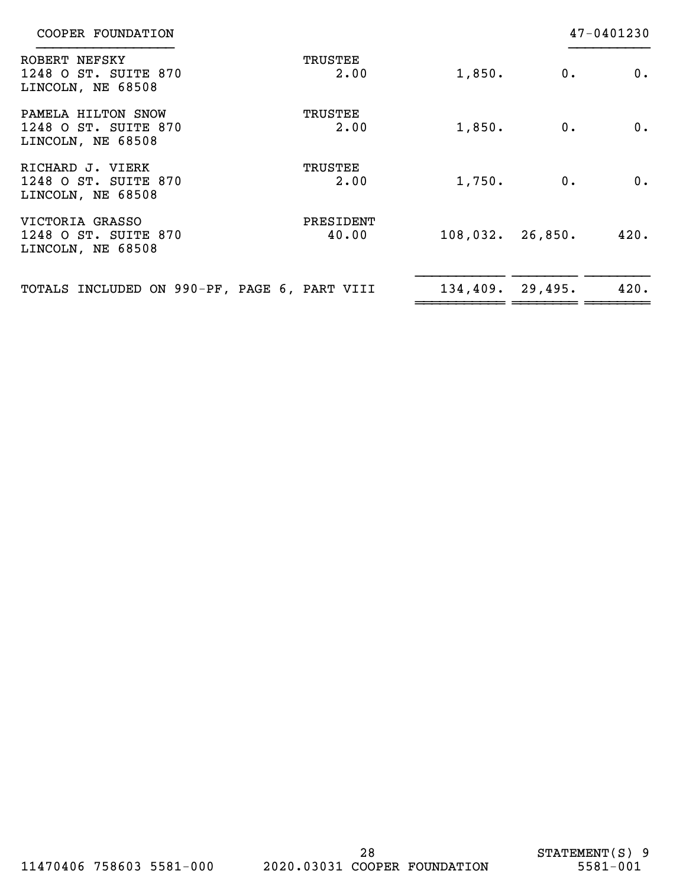COOPER FOUNDATION 47-0401230

| | | | | |
|---|---|---|---|---|
| ROBERT NEFSKY<br>1248 O ST. SUITE 870<br>LINCOLN, NE 68508 | TRUSTEE<br>2.00 | 1,850. | 0. | 0. |
| PAMELA HILTON SNOW<br>1248 O ST. SUITE 870<br>LINCOLN, NE 68508 | TRUSTEE<br>2.00 | 1,850. | 0. | 0. |
| RICHARD J. VIERK<br>1248 O ST. SUITE 870<br>LINCOLN, NE 68508 | TRUSTEE<br>2.00 | 1,750. | 0. | 0. |
| VICTORIA GRASSO<br>1248 O ST. SUITE 870<br>LINCOLN, NE 68508 | PRESIDENT<br>40.00 | 108,032. | 26,850. | 420. |
| TOTALS INCLUDED ON 990-PF, PAGE 6, PART VIII | | 134,409. | 29,495. | 420. |

STATEMENT(S) 9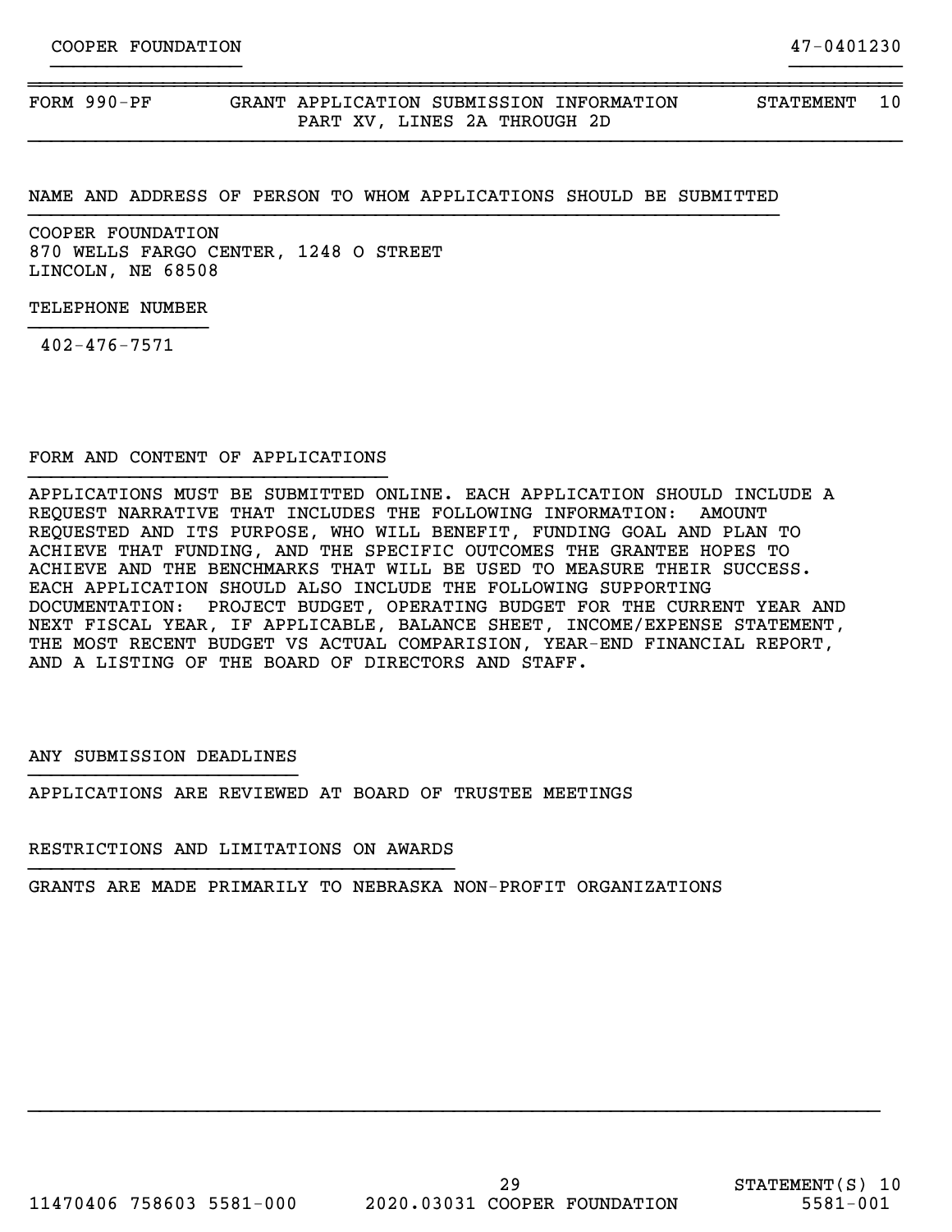FORM 990-PF — GRANT APPLICATION SUBMISSION INFORMATION — PART XV, LINES 2A THROUGH 2D — STATEMENT 10

## NAME AND ADDRESS OF PERSON TO WHOM APPLICATIONS SHOULD BE SUBMITTED

COOPER FOUNDATION
870 WELLS FARGO CENTER, 1248 O STREET
LINCOLN, NE 68508

## TELEPHONE NUMBER

402-476-7571

## FORM AND CONTENT OF APPLICATIONS

APPLICATIONS MUST BE SUBMITTED ONLINE. EACH APPLICATION SHOULD INCLUDE A REQUEST NARRATIVE THAT INCLUDES THE FOLLOWING INFORMATION: AMOUNT REQUESTED AND ITS PURPOSE, WHO WILL BENEFIT, FUNDING GOAL AND PLAN TO ACHIEVE THAT FUNDING, AND THE SPECIFIC OUTCOMES THE GRANTEE HOPES TO ACHIEVE AND THE BENCHMARKS THAT WILL BE USED TO MEASURE THEIR SUCCESS. EACH APPLICATION SHOULD ALSO INCLUDE THE FOLLOWING SUPPORTING DOCUMENTATION: PROJECT BUDGET, OPERATING BUDGET FOR THE CURRENT YEAR AND NEXT FISCAL YEAR, IF APPLICABLE, BALANCE SHEET, INCOME/EXPENSE STATEMENT, THE MOST RECENT BUDGET VS ACTUAL COMPARISION, YEAR-END FINANCIAL REPORT, AND A LISTING OF THE BOARD OF DIRECTORS AND STAFF.

## ANY SUBMISSION DEADLINES

APPLICATIONS ARE REVIEWED AT BOARD OF TRUSTEE MEETINGS

## RESTRICTIONS AND LIMITATIONS ON AWARDS

GRANTS ARE MADE PRIMARILY TO NEBRASKA NON-PROFIT ORGANIZATIONS